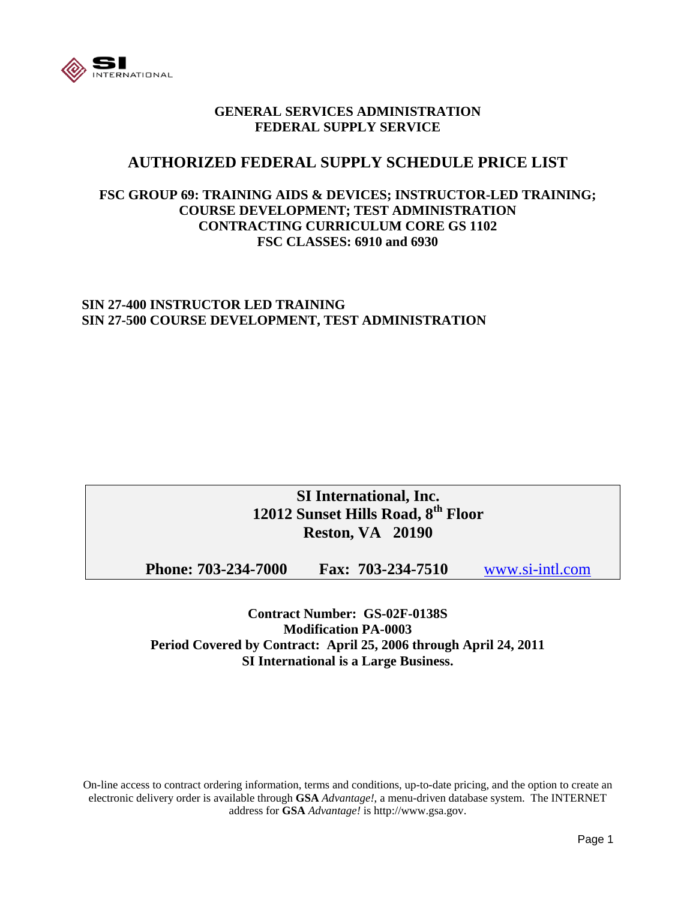SI INTERNATIONAL

**GENERAL SERVICES ADMINISTRATION**
**FEDERAL SUPPLY SERVICE**

# AUTHORIZED FEDERAL SUPPLY SCHEDULE PRICE LIST

**FSC GROUP 69: TRAINING AIDS & DEVICES; INSTRUCTOR-LED TRAINING; COURSE DEVELOPMENT; TEST ADMINISTRATION**
**CONTRACTING CURRICULUM CORE GS 1102**
**FSC CLASSES: 6910 and 6930**

**SIN 27-400 INSTRUCTOR LED TRAINING**
**SIN 27-500 COURSE DEVELOPMENT, TEST ADMINISTRATION**

**SI International, Inc.**
**12012 Sunset Hills Road, 8th Floor**
**Reston, VA 20190**

**Phone: 703-234-7000** **Fax: 703-234-7510** www.si-intl.com

**Contract Number: GS-02F-0138S**
**Modification PA-0003**
**Period Covered by Contract: April 25, 2006 through April 24, 2011**
**SI International is a Large Business.**

On-line access to contract ordering information, terms and conditions, up-to-date pricing, and the option to create an electronic delivery order is available through **GSA** *Advantage!*, a menu-driven database system. The INTERNET address for **GSA** *Advantage!* is http://www.gsa.gov.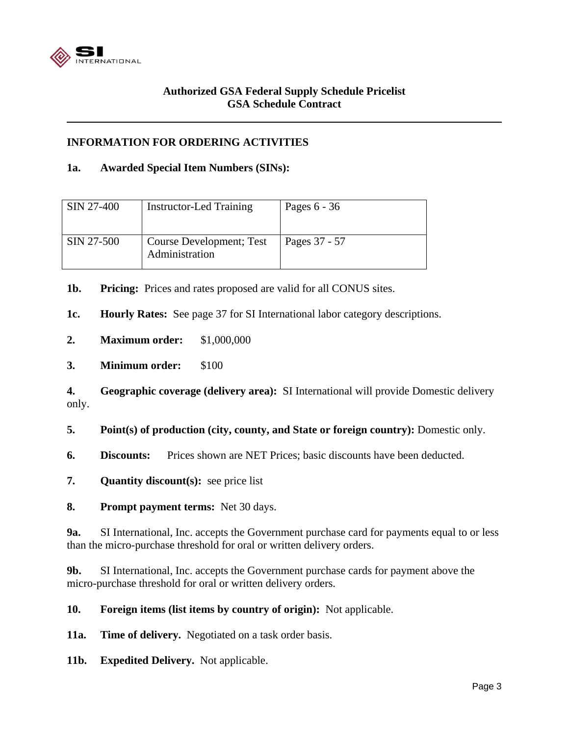**Authorized GSA Federal Supply Schedule Pricelist**
**GSA Schedule Contract**

---

## INFORMATION FOR ORDERING ACTIVITIES

**1a. Awarded Special Item Numbers (SINs):**

| | | |
|---|---|---|
| SIN 27-400 | Instructor-Led Training | Pages 6 - 36 |
| SIN 27-500 | Course Development; Test Administration | Pages 37 - 57 |

**1b. Pricing:** Prices and rates proposed are valid for all CONUS sites.

**1c. Hourly Rates:** See page 37 for SI International labor category descriptions.

**2. Maximum order:** $1,000,000

**3. Minimum order:** $100

**4. Geographic coverage (delivery area):** SI International will provide Domestic delivery only.

**5. Point(s) of production (city, county, and State or foreign country):** Domestic only.

**6. Discounts:** Prices shown are NET Prices; basic discounts have been deducted.

**7. Quantity discount(s):** see price list

**8. Prompt payment terms:** Net 30 days.

**9a.** SI International, Inc. accepts the Government purchase card for payments equal to or less than the micro-purchase threshold for oral or written delivery orders.

**9b.** SI International, Inc. accepts the Government purchase cards for payment above the micro-purchase threshold for oral or written delivery orders.

**10. Foreign items (list items by country of origin):** Not applicable.

**11a. Time of delivery.** Negotiated on a task order basis.

**11b. Expedited Delivery.** Not applicable.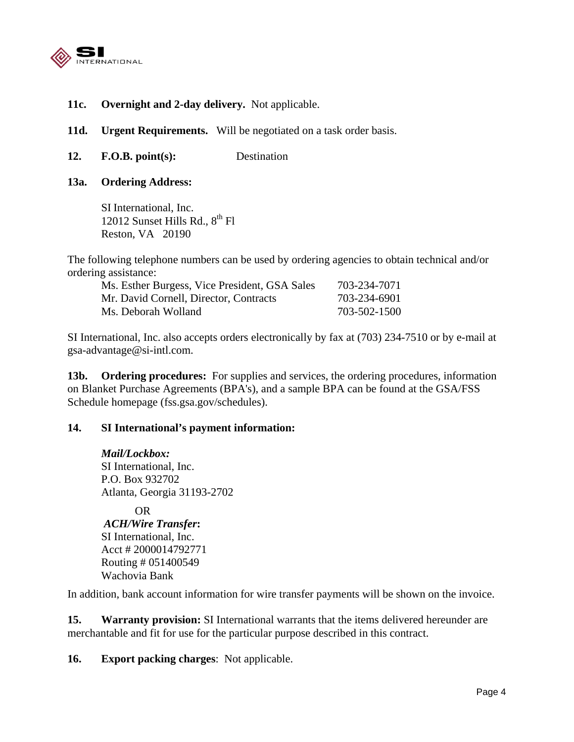**11c.** **Overnight and 2-day delivery.** Not applicable.

**11d.** **Urgent Requirements.** Will be negotiated on a task order basis.

**12.** **F.O.B. point(s):** Destination

**13a.** **Ordering Address:**

SI International, Inc.
12012 Sunset Hills Rd., 8th Fl
Reston, VA 20190

The following telephone numbers can be used by ordering agencies to obtain technical and/or ordering assistance:

| | |
|---|---|
| Ms. Esther Burgess, Vice President, GSA Sales | 703-234-7071 |
| Mr. David Cornell, Director, Contracts | 703-234-6901 |
| Ms. Deborah Wolland | 703-502-1500 |

SI International, Inc. also accepts orders electronically by fax at (703) 234-7510 or by e-mail at gsa-advantage@si-intl.com.

**13b.** **Ordering procedures:** For supplies and services, the ordering procedures, information on Blanket Purchase Agreements (BPA's), and a sample BPA can be found at the GSA/FSS Schedule homepage (fss.gsa.gov/schedules).

**14.** **SI International's payment information:**

***Mail/Lockbox:***
SI International, Inc.
P.O. Box 932702
Atlanta, Georgia 31193-2702

OR

***ACH/Wire Transfer*:**
SI International, Inc.
Acct # 2000014792771
Routing # 051400549
Wachovia Bank

In addition, bank account information for wire transfer payments will be shown on the invoice.

**15.** **Warranty provision:** SI International warrants that the items delivered hereunder are merchantable and fit for use for the particular purpose described in this contract.

**16.** **Export packing charges**: Not applicable.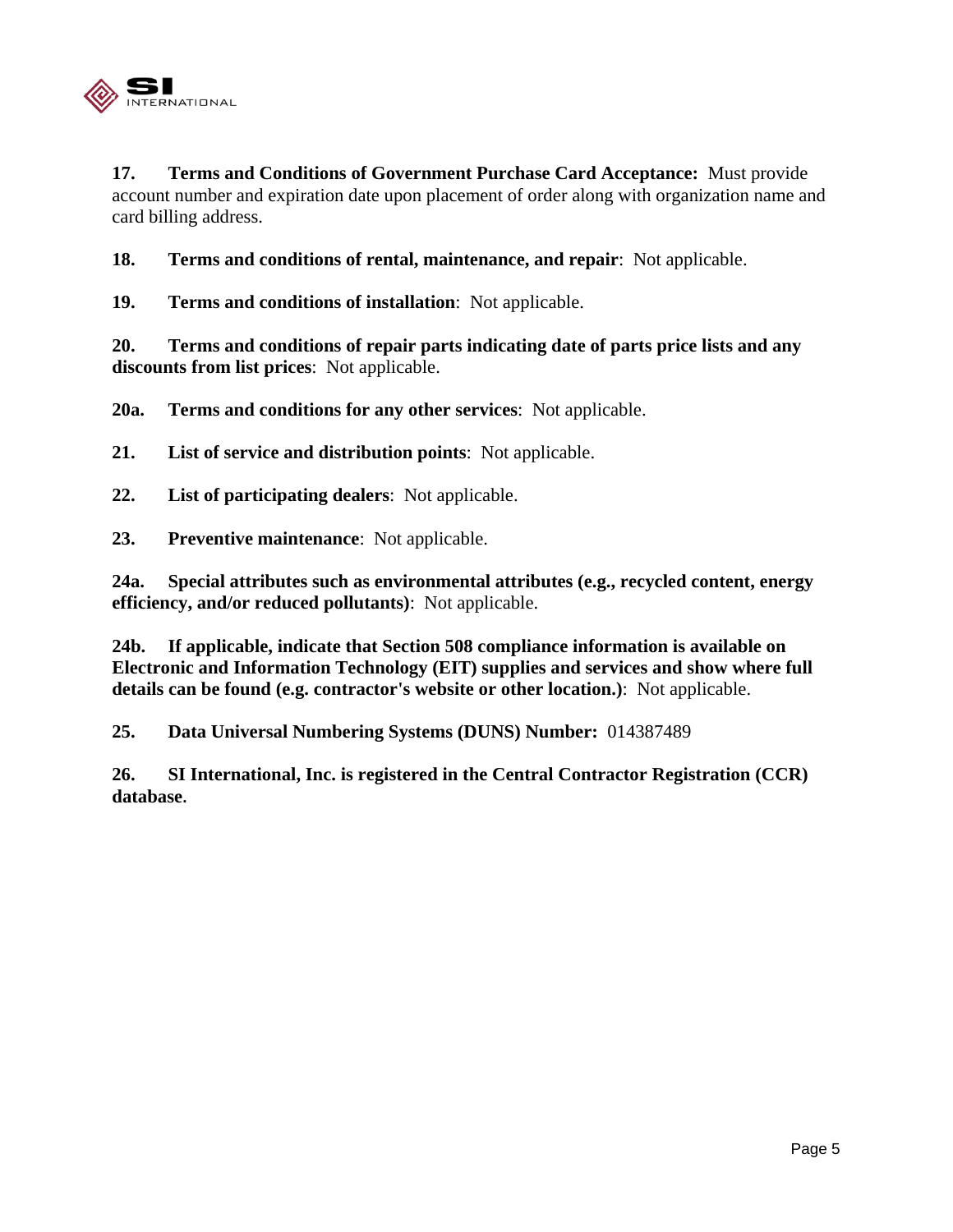**17. Terms and Conditions of Government Purchase Card Acceptance:** Must provide account number and expiration date upon placement of order along with organization name and card billing address.

**18. Terms and conditions of rental, maintenance, and repair**: Not applicable.

**19. Terms and conditions of installation**: Not applicable.

**20. Terms and conditions of repair parts indicating date of parts price lists and any discounts from list prices**: Not applicable.

**20a. Terms and conditions for any other services**: Not applicable.

**21. List of service and distribution points**: Not applicable.

**22. List of participating dealers**: Not applicable.

**23. Preventive maintenance**: Not applicable.

**24a. Special attributes such as environmental attributes (e.g., recycled content, energy efficiency, and/or reduced pollutants)**: Not applicable.

**24b. If applicable, indicate that Section 508 compliance information is available on Electronic and Information Technology (EIT) supplies and services and show where full details can be found (e.g. contractor's website or other location.)**: Not applicable.

**25. Data Universal Numbering Systems (DUNS) Number:** 014387489

**26. SI International, Inc. is registered in the Central Contractor Registration (CCR) database.**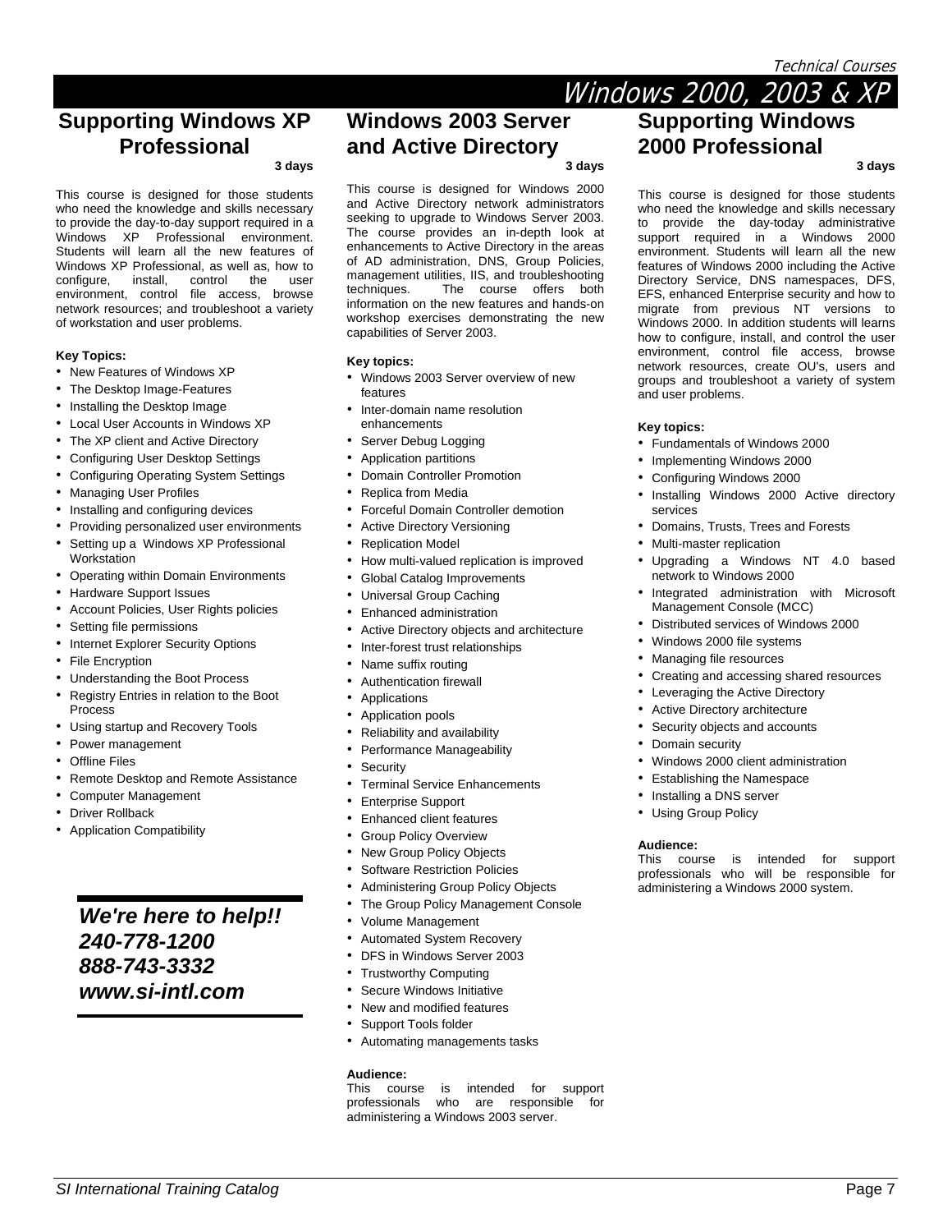# Windows 2000, 2003 & XP

## Supporting Windows XP Professional

**3 days**

This course is designed for those students who need the knowledge and skills necessary to provide the day-to-day support required in a Windows XP Professional environment. Students will learn all the new features of Windows XP Professional, as well as, how to configure, install, control the user environment, control file access, browse network resources; and troubleshoot a variety of workstation and user problems.

**Key Topics:**

- New Features of Windows XP
- The Desktop Image-Features
- Installing the Desktop Image
- Local User Accounts in Windows XP
- The XP client and Active Directory
- Configuring User Desktop Settings
- Configuring Operating System Settings
- Managing User Profiles
- Installing and configuring devices
- Providing personalized user environments
- Setting up a Windows XP Professional Workstation
- Operating within Domain Environments
- Hardware Support Issues
- Account Policies, User Rights policies
- Setting file permissions
- Internet Explorer Security Options
- File Encryption
- Understanding the Boot Process
- Registry Entries in relation to the Boot Process
- Using startup and Recovery Tools
- Power management
- Offline Files
- Remote Desktop and Remote Assistance
- Computer Management
- Driver Rollback
- Application Compatibility

***We're here to help!!***
***240-778-1200***
***888-743-3332***
***www.si-intl.com***

## Windows 2003 Server and Active Directory

**3 days**

This course is designed for Windows 2000 and Active Directory network administrators seeking to upgrade to Windows Server 2003. The course provides an in-depth look at enhancements to Active Directory in the areas of AD administration, DNS, Group Policies, management utilities, IIS, and troubleshooting techniques. The course offers both information on the new features and hands-on workshop exercises demonstrating the new capabilities of Server 2003.

**Key topics:**

- Windows 2003 Server overview of new features
- Inter-domain name resolution enhancements
- Server Debug Logging
- Application partitions
- Domain Controller Promotion
- Replica from Media
- Forceful Domain Controller demotion
- Active Directory Versioning
- Replication Model
- How multi-valued replication is improved
- Global Catalog Improvements
- Universal Group Caching
- Enhanced administration
- Active Directory objects and architecture
- Inter-forest trust relationships
- Name suffix routing
- Authentication firewall
- Applications
- Application pools
- Reliability and availability
- Performance Manageability
- Security
- Terminal Service Enhancements
- Enterprise Support
- Enhanced client features
- Group Policy Overview
- New Group Policy Objects
- Software Restriction Policies
- Administering Group Policy Objects
- The Group Policy Management Console
- Volume Management
- Automated System Recovery
- DFS in Windows Server 2003
- Trustworthy Computing
- Secure Windows Initiative
- New and modified features
- Support Tools folder
- Automating managements tasks

**Audience:**
This course is intended for support professionals who are responsible for administering a Windows 2003 server.

## Supporting Windows 2000 Professional

**3 days**

This course is designed for those students who need the knowledge and skills necessary to provide the day-today administrative support required in a Windows 2000 environment. Students will learn all the new features of Windows 2000 including the Active Directory Service, DNS namespaces, DFS, EFS, enhanced Enterprise security and how to migrate from previous NT versions to Windows 2000. In addition students will learns how to configure, install, and control the user environment, control file access, browse network resources, create OU's, users and groups and troubleshoot a variety of system and user problems.

**Key topics:**

- Fundamentals of Windows 2000
- Implementing Windows 2000
- Configuring Windows 2000
- Installing Windows 2000 Active directory services
- Domains, Trusts, Trees and Forests
- Multi-master replication
- Upgrading a Windows NT 4.0 based network to Windows 2000
- Integrated administration with Microsoft Management Console (MCC)
- Distributed services of Windows 2000
- Windows 2000 file systems
- Managing file resources
- Creating and accessing shared resources
- Leveraging the Active Directory
- Active Directory architecture
- Security objects and accounts
- Domain security
- Windows 2000 client administration
- Establishing the Namespace
- Installing a DNS server
- Using Group Policy

**Audience:**
This course is intended for support professionals who will be responsible for administering a Windows 2000 system.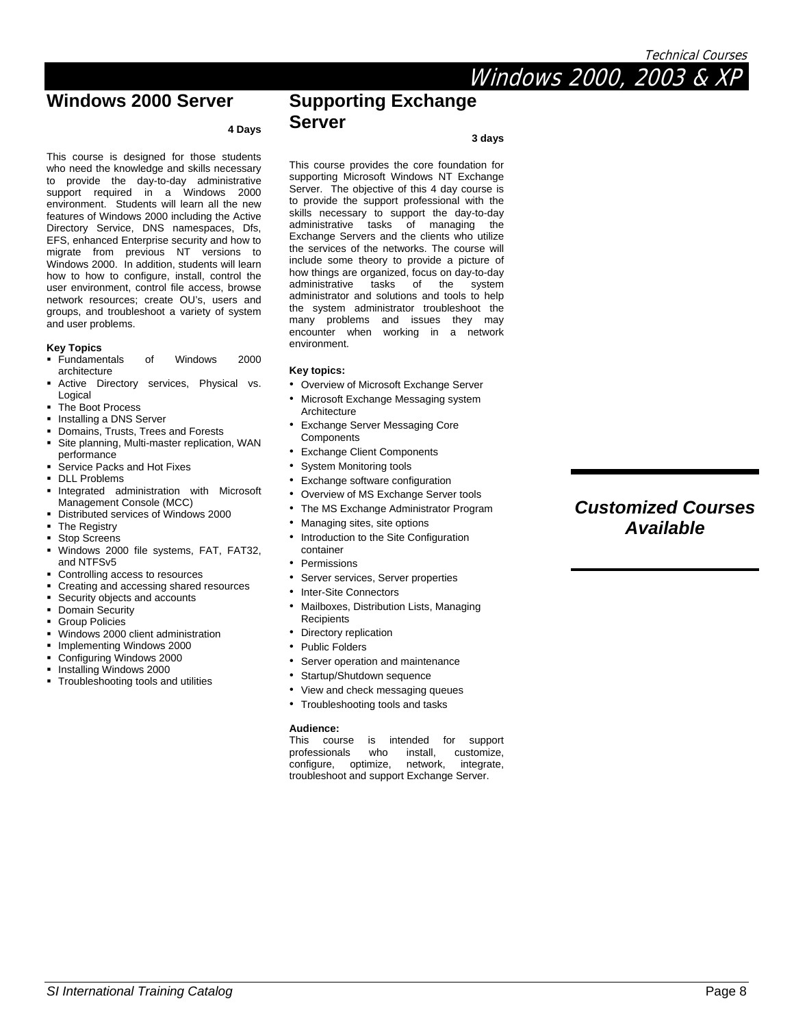# Windows 2000, 2003 & XP

## Windows 2000 Server

**4 Days**

This course is designed for those students who need the knowledge and skills necessary to provide the day-to-day administrative support required in a Windows 2000 environment. Students will learn all the new features of Windows 2000 including the Active Directory Service, DNS namespaces, Dfs, EFS, enhanced Enterprise security and how to migrate from previous NT versions to Windows 2000. In addition, students will learn how to how to configure, install, control the user environment, control file access, browse network resources; create OU's, users and groups, and troubleshoot a variety of system and user problems.

**Key Topics**

- Fundamentals of Windows 2000 architecture
- Active Directory services, Physical vs. Logical
- The Boot Process
- Installing a DNS Server
- Domains, Trusts, Trees and Forests
- Site planning, Multi-master replication, WAN performance
- Service Packs and Hot Fixes
- DLL Problems
- Integrated administration with Microsoft Management Console (MCC)
- Distributed services of Windows 2000
- The Registry
- Stop Screens
- Windows 2000 file systems, FAT, FAT32, and NTFSv5
- Controlling access to resources
- Creating and accessing shared resources
- Security objects and accounts
- Domain Security
- Group Policies
- Windows 2000 client administration
- Implementing Windows 2000
- Configuring Windows 2000
- Installing Windows 2000
- Troubleshooting tools and utilities

## Supporting Exchange Server

**3 days**

This course provides the core foundation for supporting Microsoft Windows NT Exchange Server. The objective of this 4 day course is to provide the support professional with the skills necessary to support the day-to-day administrative tasks of managing the Exchange Servers and the clients who utilize the services of the networks. The course will include some theory to provide a picture of how things are organized, focus on day-to-day administrative tasks of the system administrator and solutions and tools to help the system administrator troubleshoot the many problems and issues they may encounter when working in a network environment.

**Key topics:**

- Overview of Microsoft Exchange Server
- Microsoft Exchange Messaging system Architecture
- Exchange Server Messaging Core Components
- Exchange Client Components
- System Monitoring tools
- Exchange software configuration
- Overview of MS Exchange Server tools
- The MS Exchange Administrator Program
- Managing sites, site options
- Introduction to the Site Configuration container
- Permissions
- Server services, Server properties
- Inter-Site Connectors
- Mailboxes, Distribution Lists, Managing Recipients
- Directory replication
- Public Folders
- Server operation and maintenance
- Startup/Shutdown sequence
- View and check messaging queues
- Troubleshooting tools and tasks

**Audience:**
This course is intended for support professionals who install, customize, configure, optimize, network, integrate, troubleshoot and support Exchange Server.

***Customized Courses Available***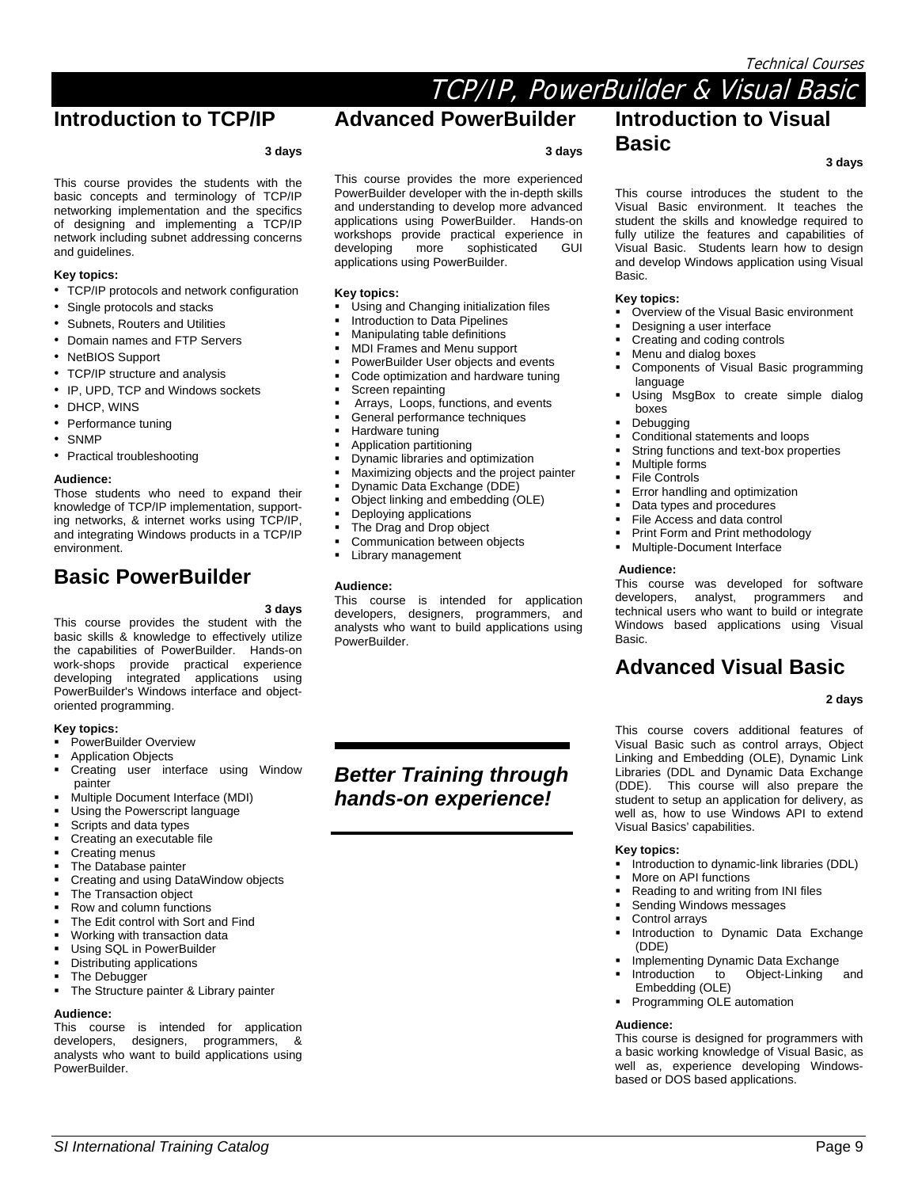# TCP/IP, PowerBuilder & Visual Basic

## Introduction to TCP/IP

**3 days**

This course provides the students with the basic concepts and terminology of TCP/IP networking implementation and the specifics of designing and implementing a TCP/IP network including subnet addressing concerns and guidelines.

**Key topics:**

- TCP/IP protocols and network configuration
- Single protocols and stacks
- Subnets, Routers and Utilities
- Domain names and FTP Servers
- NetBIOS Support
- TCP/IP structure and analysis
- IP, UPD, TCP and Windows sockets
- DHCP, WINS
- Performance tuning
- SNMP
- Practical troubleshooting

**Audience:**

Those students who need to expand their knowledge of TCP/IP implementation, support-ing networks, & internet works using TCP/IP, and integrating Windows products in a TCP/IP environment.

## Basic PowerBuilder

**3 days**

This course provides the student with the basic skills & knowledge to effectively utilize the capabilities of PowerBuilder. Hands-on work-shops provide practical experience developing integrated applications using PowerBuilder's Windows interface and object-oriented programming.

**Key topics:**

- PowerBuilder Overview
- Application Objects
- Creating user interface using Window painter
- Multiple Document Interface (MDI)
- Using the Powerscript language
- Scripts and data types
- Creating an executable file
- Creating menus
- The Database painter
- Creating and using DataWindow objects
- The Transaction object
- Row and column functions
- The Edit control with Sort and Find
- Working with transaction data
- Using SQL in PowerBuilder
- Distributing applications
- The Debugger
- The Structure painter & Library painter

**Audience:**

This course is intended for application developers, designers, programmers, & analysts who want to build applications using PowerBuilder.

## Advanced PowerBuilder

**3 days**

This course provides the more experienced PowerBuilder developer with the in-depth skills and understanding to develop more advanced applications using PowerBuilder. Hands-on workshops provide practical experience in developing more sophisticated GUI applications using PowerBuilder.

**Key topics:**

- Using and Changing initialization files
- Introduction to Data Pipelines
- Manipulating table definitions
- MDI Frames and Menu support
- PowerBuilder User objects and events
- Code optimization and hardware tuning
- Screen repainting
- Arrays, Loops, functions, and events
- General performance techniques
- Hardware tuning
- Application partitioning
- Dynamic libraries and optimization
- Maximizing objects and the project painter
- Dynamic Data Exchange (DDE)
- Object linking and embedding (OLE)
- Deploying applications
- The Drag and Drop object
- Communication between objects
- Library management

**Audience:**

This course is intended for application developers, designers, programmers, and analysts who want to build applications using PowerBuilder.

***Better Training through hands-on experience!***

## Introduction to Visual Basic

**3 days**

This course introduces the student to the Visual Basic environment. It teaches the student the skills and knowledge required to fully utilize the features and capabilities of Visual Basic. Students learn how to design and develop Windows application using Visual Basic.

**Key topics:**

- Overview of the Visual Basic environment
- Designing a user interface
- Creating and coding controls
- Menu and dialog boxes
- Components of Visual Basic programming language
- Using MsgBox to create simple dialog boxes
- Debugging
- Conditional statements and loops
- String functions and text-box properties
- Multiple forms
- File Controls
- Error handling and optimization
- Data types and procedures
- File Access and data control
- Print Form and Print methodology
- Multiple-Document Interface

**Audience:**

This course was developed for software developers, analyst, programmers and technical users who want to build or integrate Windows based applications using Visual Basic.

## Advanced Visual Basic

**2 days**

This course covers additional features of Visual Basic such as control arrays, Object Linking and Embedding (OLE), Dynamic Link Libraries (DDL and Dynamic Data Exchange (DDE). This course will also prepare the student to setup an application for delivery, as well as, how to use Windows API to extend Visual Basics' capabilities.

**Key topics:**

- Introduction to dynamic-link libraries (DDL)
- More on API functions
- Reading to and writing from INI files
- Sending Windows messages
- Control arrays
- Introduction to Dynamic Data Exchange (DDE)
- Implementing Dynamic Data Exchange
- Introduction to Object-Linking and Embedding (OLE)
- Programming OLE automation

**Audience:**

This course is designed for programmers with a basic working knowledge of Visual Basic, as well as, experience developing Windows-based or DOS based applications.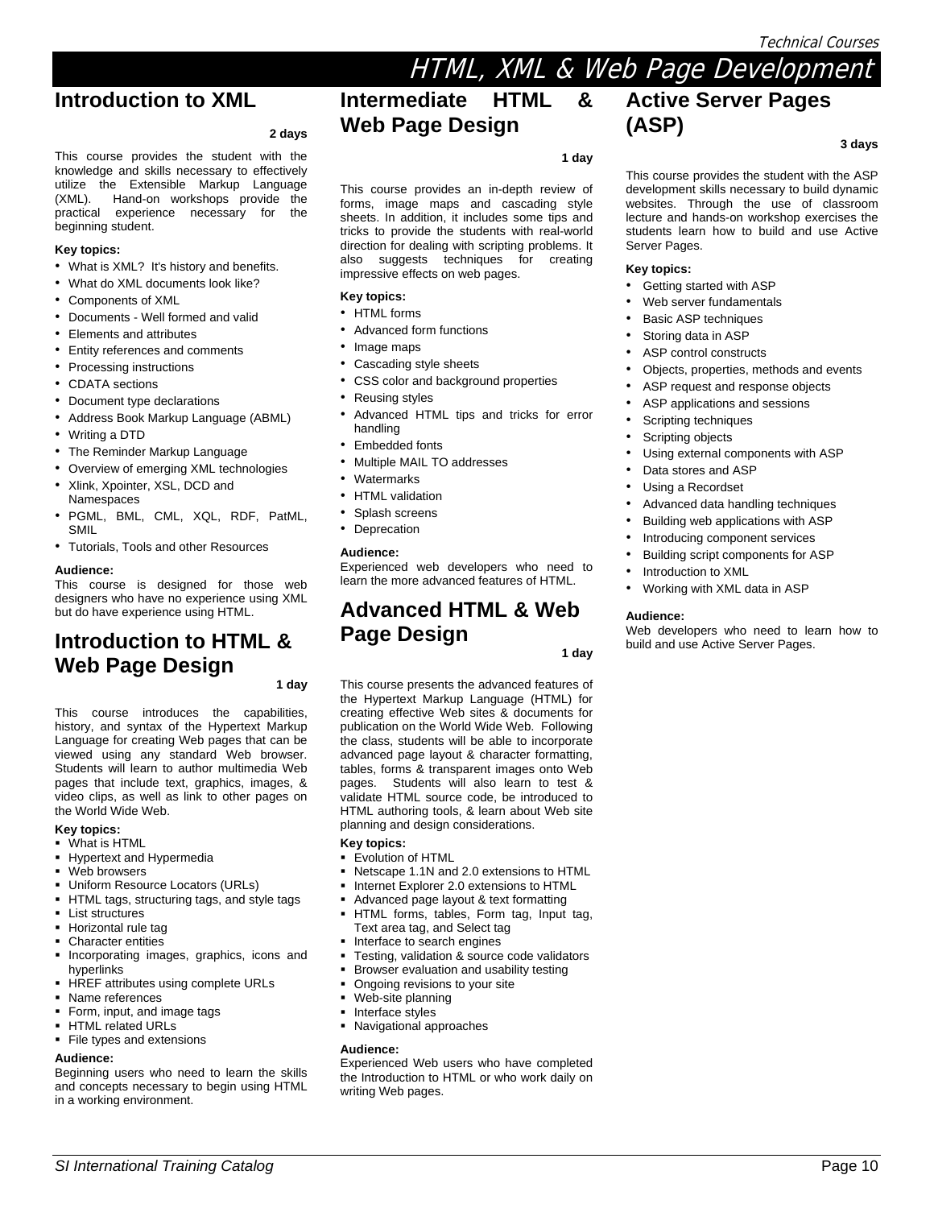# HTML, XML & Web Page Development

## Introduction to XML

**2 days**

This course provides the student with the knowledge and skills necessary to effectively utilize the Extensible Markup Language (XML). Hand-on workshops provide the practical experience necessary for the beginning student.

**Key topics:**

- What is XML? It's history and benefits.
- What do XML documents look like?
- Components of XML
- Documents - Well formed and valid
- Elements and attributes
- Entity references and comments
- Processing instructions
- CDATA sections
- Document type declarations
- Address Book Markup Language (ABML)
- Writing a DTD
- The Reminder Markup Language
- Overview of emerging XML technologies
- Xlink, Xpointer, XSL, DCD and Namespaces
- PGML, BML, CML, XQL, RDF, PatML, SMIL
- Tutorials, Tools and other Resources

**Audience:**
This course is designed for those web designers who have no experience using XML but do have experience using HTML.

## Introduction to HTML & Web Page Design

**1 day**

This course introduces the capabilities, history, and syntax of the Hypertext Markup Language for creating Web pages that can be viewed using any standard Web browser. Students will learn to author multimedia Web pages that include text, graphics, images, & video clips, as well as link to other pages on the World Wide Web.

**Key topics:**

- What is HTML
- Hypertext and Hypermedia
- Web browsers
- Uniform Resource Locators (URLs)
- HTML tags, structuring tags, and style tags
- List structures
- Horizontal rule tag
- Character entities
- Incorporating images, graphics, icons and hyperlinks
- HREF attributes using complete URLs
- Name references
- Form, input, and image tags
- HTML related URLs
- File types and extensions

**Audience:**
Beginning users who need to learn the skills and concepts necessary to begin using HTML in a working environment.

## Intermediate HTML & Web Page Design

**1 day**

This course provides an in-depth review of forms, image maps and cascading style sheets. In addition, it includes some tips and tricks to provide the students with real-world direction for dealing with scripting problems. It also suggests techniques for creating impressive effects on web pages.

**Key topics:**

- HTML forms
- Advanced form functions
- Image maps
- Cascading style sheets
- CSS color and background properties
- Reusing styles
- Advanced HTML tips and tricks for error handling
- Embedded fonts
- Multiple MAIL TO addresses
- Watermarks
- HTML validation
- Splash screens
- Deprecation

**Audience:**
Experienced web developers who need to learn the more advanced features of HTML.

## Advanced HTML & Web Page Design

**1 day**

This course presents the advanced features of the Hypertext Markup Language (HTML) for creating effective Web sites & documents for publication on the World Wide Web. Following the class, students will be able to incorporate advanced page layout & character formatting, tables, forms & transparent images onto Web pages. Students will also learn to test & validate HTML source code, be introduced to HTML authoring tools, & learn about Web site planning and design considerations.

**Key topics:**

- Evolution of HTML
- Netscape 1.1N and 2.0 extensions to HTML
- Internet Explorer 2.0 extensions to HTML
- Advanced page layout & text formatting
- HTML forms, tables, Form tag, Input tag, Text area tag, and Select tag
- Interface to search engines
- Testing, validation & source code validators
- Browser evaluation and usability testing
- Ongoing revisions to your site
- Web-site planning
- Interface styles
- Navigational approaches

**Audience:**
Experienced Web users who have completed the Introduction to HTML or who work daily on writing Web pages.

## Active Server Pages (ASP)

**3 days**

This course provides the student with the ASP development skills necessary to build dynamic websites. Through the use of classroom lecture and hands-on workshop exercises the students learn how to build and use Active Server Pages.

**Key topics:**

- Getting started with ASP
- Web server fundamentals
- Basic ASP techniques
- Storing data in ASP
- ASP control constructs
- Objects, properties, methods and events
- ASP request and response objects
- ASP applications and sessions
- Scripting techniques
- Scripting objects
- Using external components with ASP
- Data stores and ASP
- Using a Recordset
- Advanced data handling techniques
- Building web applications with ASP
- Introducing component services
- Building script components for ASP
- Introduction to XML
- Working with XML data in ASP

**Audience:**
Web developers who need to learn how to build and use Active Server Pages.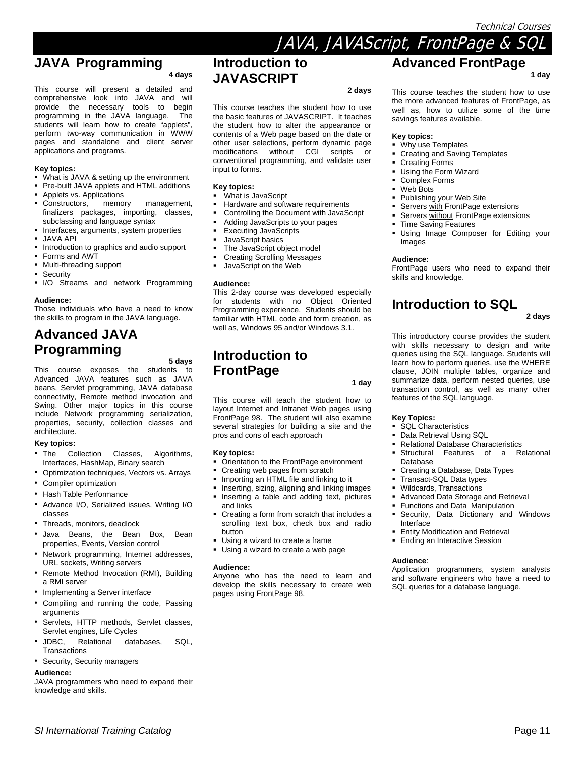# JAVA, JAVAScript, FrontPage & SQL

## JAVA Programming

**4 days**

This course will present a detailed and comprehensive look into JAVA and will provide the necessary tools to begin programming in the JAVA language. The students will learn how to create "applets", perform two-way communication in WWW pages and standalone and client server applications and programs.

**Key topics:**

- What is JAVA & setting up the environment
- Pre-built JAVA applets and HTML additions
- Applets vs. Applications
- Constructors, memory management, finalizers packages, importing, classes, subclassing and language syntax
- Interfaces, arguments, system properties
- JAVA API
- Introduction to graphics and audio support
- Forms and AWT
- Multi-threading support
- Security
- I/O Streams and network Programming

**Audience:**
Those individuals who have a need to know the skills to program in the JAVA language.

## Advanced JAVA Programming

**5 days**

This course exposes the students to Advanced JAVA features such as JAVA beans, Servlet programming, JAVA database connectivity, Remote method invocation and Swing. Other major topics in this course include Network programming serialization, properties, security, collection classes and architecture.

**Key topics:**

- The Collection Classes, Algorithms, Interfaces, HashMap, Binary search
- Optimization techniques, Vectors vs. Arrays
- Compiler optimization
- Hash Table Performance
- Advance I/O, Serialized issues, Writing I/O classes
- Threads, monitors, deadlock
- Java Beans, the Bean Box, Bean properties, Events, Version control
- Network programming, Internet addresses, URL sockets, Writing servers
- Remote Method Invocation (RMI), Building a RMI server
- Implementing a Server interface
- Compiling and running the code, Passing arguments
- Servlets, HTTP methods, Servlet classes, Servlet engines, Life Cycles
- JDBC, Relational databases, SQL, Transactions
- Security, Security managers

**Audience:**
JAVA programmers who need to expand their knowledge and skills.

## Introduction to JAVASCRIPT

**2 days**

This course teaches the student how to use the basic features of JAVASCRIPT. It teaches the student how to alter the appearance or contents of a Web page based on the date or other user selections, perform dynamic page modifications without CGI scripts or conventional programming, and validate user input to forms.

**Key topics:**

- What is JavaScript
- Hardware and software requirements
- Controlling the Document with JavaScript
- Adding JavaScripts to your pages
- Executing JavaScripts
- JavaScript basics
- The JavaScript object model
- Creating Scrolling Messages
- JavaScript on the Web

**Audience:**
This 2-day course was developed especially for students with no Object Oriented Programming experience. Students should be familiar with HTML code and form creation, as well as, Windows 95 and/or Windows 3.1.

## Introduction to FrontPage

**1 day**

This course will teach the student how to layout Internet and Intranet Web pages using FrontPage 98. The student will also examine several strategies for building a site and the pros and cons of each approach

**Key topics:**

- Orientation to the FrontPage environment
- Creating web pages from scratch
- Importing an HTML file and linking to it
- Inserting, sizing, aligning and linking images
- Inserting a table and adding text, pictures and links
- Creating a form from scratch that includes a scrolling text box, check box and radio button
- Using a wizard to create a frame
- Using a wizard to create a web page

**Audience:**
Anyone who has the need to learn and develop the skills necessary to create web pages using FrontPage 98.

## Advanced FrontPage

**1 day**

This course teaches the student how to use the more advanced features of FrontPage, as well as, how to utilize some of the time savings features available.

**Key topics:**

- Why use Templates
- Creating and Saving Templates
- Creating Forms
- Using the Form Wizard
- Complex Forms
- Web Bots
- Publishing your Web Site
- Servers <u>with</u> FrontPage extensions
- Servers <u>without</u> FrontPage extensions
- Time Saving Features
- Using Image Composer for Editing your Images

**Audience:**
FrontPage users who need to expand their skills and knowledge.

## Introduction to SQL

**2 days**

This introductory course provides the student with skills necessary to design and write queries using the SQL language. Students will learn how to perform queries, use the WHERE clause, JOIN multiple tables, organize and summarize data, perform nested queries, use transaction control, as well as many other features of the SQL language.

**Key Topics:**

- SQL Characteristics
- Data Retrieval Using SQL
- Relational Database Characteristics
- Structural Features of a Relational Database
- Creating a Database, Data Types
- Transact-SQL Data types
- Wildcards, Transactions
- Advanced Data Storage and Retrieval
- Functions and Data Manipulation
- Security, Data Dictionary and Windows Interface
- Entity Modification and Retrieval
- Ending an Interactive Session

**Audience**:
Application programmers, system analysts and software engineers who have a need to SQL queries for a database language.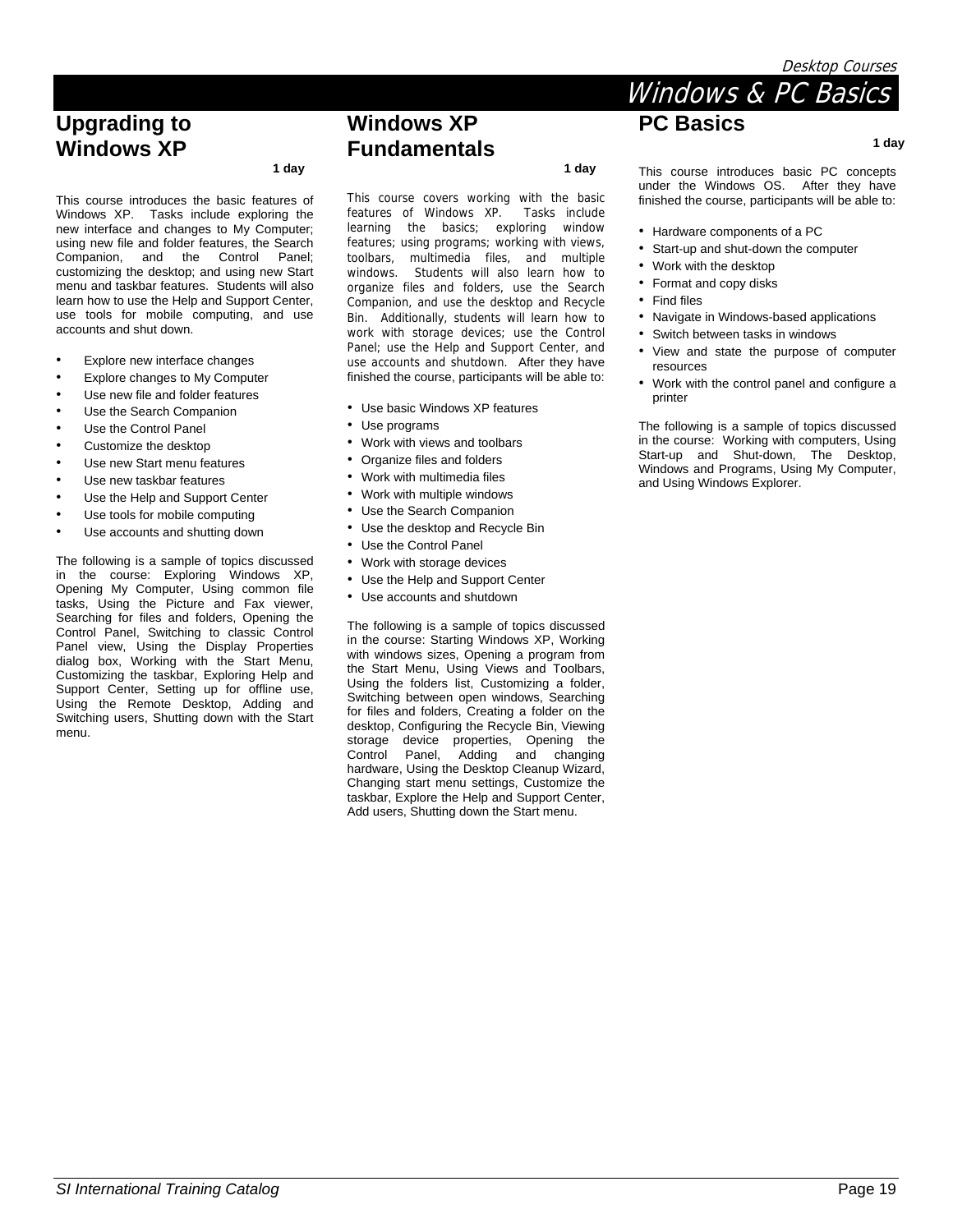# Windows & PC Basics

## Upgrading to Windows XP

**1 day**

This course introduces the basic features of Windows XP. Tasks include exploring the new interface and changes to My Computer; using new file and folder features, the Search Companion, and the Control Panel; customizing the desktop; and using new Start menu and taskbar features. Students will also learn how to use the Help and Support Center, use tools for mobile computing, and use accounts and shut down.

- Explore new interface changes
- Explore changes to My Computer
- Use new file and folder features
- Use the Search Companion
- Use the Control Panel
- Customize the desktop
- Use new Start menu features
- Use new taskbar features
- Use the Help and Support Center
- Use tools for mobile computing
- Use accounts and shutting down

The following is a sample of topics discussed in the course: Exploring Windows XP, Opening My Computer, Using common file tasks, Using the Picture and Fax viewer, Searching for files and folders, Opening the Control Panel, Switching to classic Control Panel view, Using the Display Properties dialog box, Working with the Start Menu, Customizing the taskbar, Exploring Help and Support Center, Setting up for offline use, Using the Remote Desktop, Adding and Switching users, Shutting down with the Start menu.

## Windows XP Fundamentals

**1 day**

This course covers working with the basic features of Windows XP. Tasks include learning the basics; exploring window features; using programs; working with views, toolbars, multimedia files, and multiple windows. Students will also learn how to organize files and folders, use the Search Companion, and use the desktop and Recycle Bin. Additionally, students will learn how to work with storage devices; use the Control Panel; use the Help and Support Center, and use accounts and shutdown. After they have finished the course, participants will be able to:

- Use basic Windows XP features
- Use programs
- Work with views and toolbars
- Organize files and folders
- Work with multimedia files
- Work with multiple windows
- Use the Search Companion
- Use the desktop and Recycle Bin
- Use the Control Panel
- Work with storage devices
- Use the Help and Support Center
- Use accounts and shutdown

The following is a sample of topics discussed in the course: Starting Windows XP, Working with windows sizes, Opening a program from the Start Menu, Using Views and Toolbars, Using the folders list, Customizing a folder, Switching between open windows, Searching for files and folders, Creating a folder on the desktop, Configuring the Recycle Bin, Viewing storage device properties, Opening the Control Panel, Adding and changing hardware, Using the Desktop Cleanup Wizard, Changing start menu settings, Customize the taskbar, Explore the Help and Support Center, Add users, Shutting down the Start menu.

## PC Basics

**1 day**

This course introduces basic PC concepts under the Windows OS. After they have finished the course, participants will be able to:

- Hardware components of a PC
- Start-up and shut-down the computer
- Work with the desktop
- Format and copy disks
- Find files
- Navigate in Windows-based applications
- Switch between tasks in windows
- View and state the purpose of computer resources
- Work with the control panel and configure a printer

The following is a sample of topics discussed in the course: Working with computers, Using Start-up and Shut-down, The Desktop, Windows and Programs, Using My Computer, and Using Windows Explorer.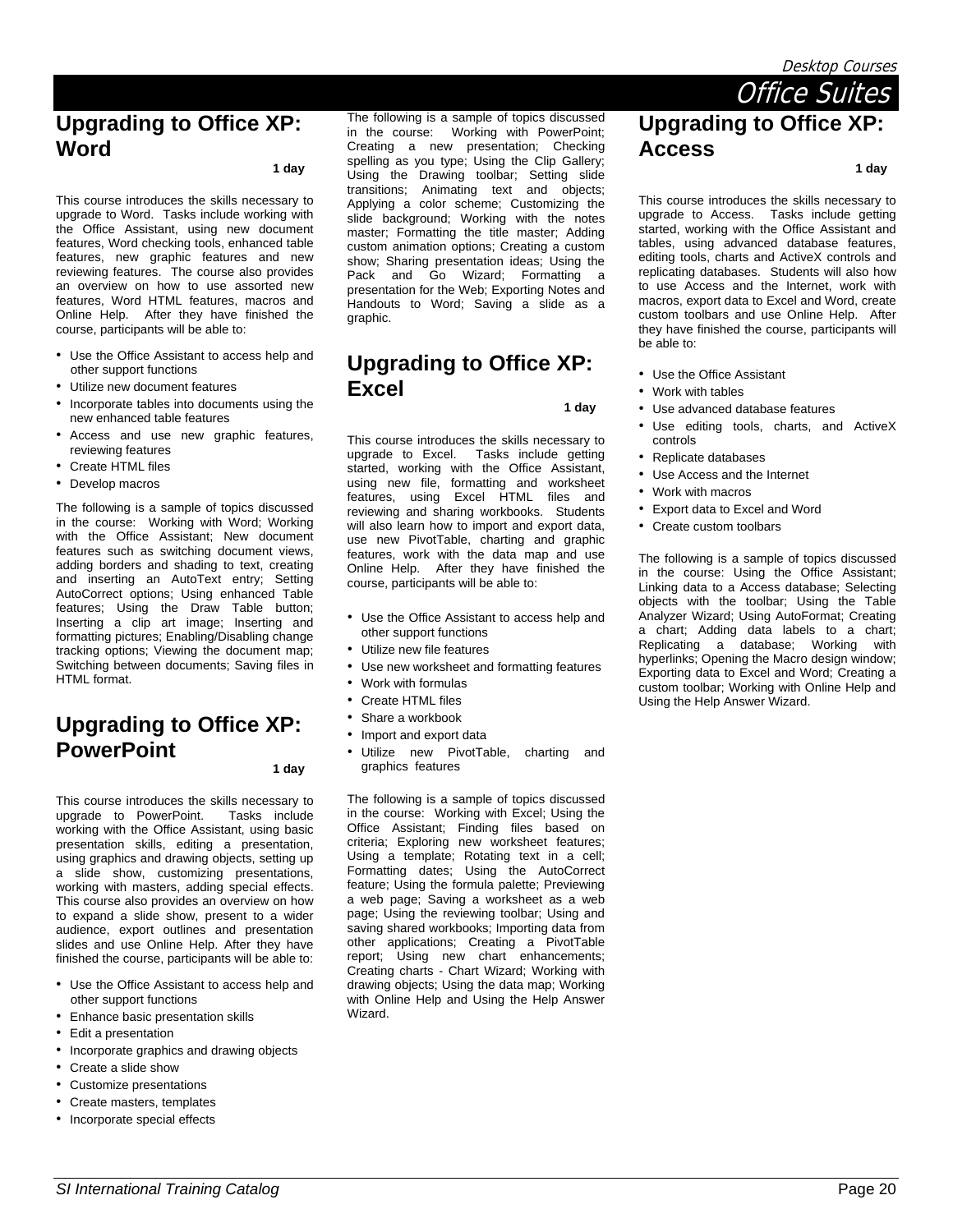# Office Suites

## Upgrading to Office XP: Word

**1 day**

This course introduces the skills necessary to upgrade to Word. Tasks include working with the Office Assistant, using new document features, Word checking tools, enhanced table features, new graphic features and new reviewing features. The course also provides an overview on how to use assorted new features, Word HTML features, macros and Online Help. After they have finished the course, participants will be able to:

- Use the Office Assistant to access help and other support functions
- Utilize new document features
- Incorporate tables into documents using the new enhanced table features
- Access and use new graphic features, reviewing features
- Create HTML files
- Develop macros

The following is a sample of topics discussed in the course: Working with Word; Working with the Office Assistant; New document features such as switching document views, adding borders and shading to text, creating and inserting an AutoText entry; Setting AutoCorrect options; Using enhanced Table features; Using the Draw Table button; Inserting a clip art image; Inserting and formatting pictures; Enabling/Disabling change tracking options; Viewing the document map; Switching between documents; Saving files in HTML format.

## Upgrading to Office XP: PowerPoint

**1 day**

This course introduces the skills necessary to upgrade to PowerPoint. Tasks include working with the Office Assistant, using basic presentation skills, editing a presentation, using graphics and drawing objects, setting up a slide show, customizing presentations, working with masters, adding special effects. This course also provides an overview on how to expand a slide show, present to a wider audience, export outlines and presentation slides and use Online Help. After they have finished the course, participants will be able to:

- Use the Office Assistant to access help and other support functions
- Enhance basic presentation skills
- Edit a presentation
- Incorporate graphics and drawing objects
- Create a slide show
- Customize presentations
- Create masters, templates
- Incorporate special effects

The following is a sample of topics discussed in the course: Working with PowerPoint; Creating a new presentation; Checking spelling as you type; Using the Clip Gallery; Using the Drawing toolbar; Setting slide transitions; Animating text and objects; Applying a color scheme; Customizing the slide background; Working with the notes master; Formatting the title master; Adding custom animation options; Creating a custom show; Sharing presentation ideas; Using the Pack and Go Wizard; Formatting a presentation for the Web; Exporting Notes and Handouts to Word; Saving a slide as a graphic.

## Upgrading to Office XP: Excel

**1 day**

This course introduces the skills necessary to upgrade to Excel. Tasks include getting started, working with the Office Assistant, using new file, formatting and worksheet features, using Excel HTML files and reviewing and sharing workbooks. Students will also learn how to import and export data, use new PivotTable, charting and graphic features, work with the data map and use Online Help. After they have finished the course, participants will be able to:

- Use the Office Assistant to access help and other support functions
- Utilize new file features
- Use new worksheet and formatting features
- Work with formulas
- Create HTML files
- Share a workbook
- Import and export data
- Utilize new PivotTable, charting and graphics features

The following is a sample of topics discussed in the course: Working with Excel; Using the Office Assistant; Finding files based on criteria; Exploring new worksheet features; Using a template; Rotating text in a cell; Formatting dates; Using the AutoCorrect feature; Using the formula palette; Previewing a web page; Saving a worksheet as a web page; Using the reviewing toolbar; Using and saving shared workbooks; Importing data from other applications; Creating a PivotTable report; Using new chart enhancements; Creating charts - Chart Wizard; Working with drawing objects; Using the data map; Working with Online Help and Using the Help Answer Wizard.

## Upgrading to Office XP: Access

**1 day**

This course introduces the skills necessary to upgrade to Access. Tasks include getting started, working with the Office Assistant and tables, using advanced database features, editing tools, charts and ActiveX controls and replicating databases. Students will also how to use Access and the Internet, work with macros, export data to Excel and Word, create custom toolbars and use Online Help. After they have finished the course, participants will be able to:

- Use the Office Assistant
- Work with tables
- Use advanced database features
- Use editing tools, charts, and ActiveX controls
- Replicate databases
- Use Access and the Internet
- Work with macros
- Export data to Excel and Word
- Create custom toolbars

The following is a sample of topics discussed in the course: Using the Office Assistant; Linking data to a Access database; Selecting objects with the toolbar; Using the Table Analyzer Wizard; Using AutoFormat; Creating a chart; Adding data labels to a chart; Replicating a database; Working with hyperlinks; Opening the Macro design window; Exporting data to Excel and Word; Creating a custom toolbar; Working with Online Help and Using the Help Answer Wizard.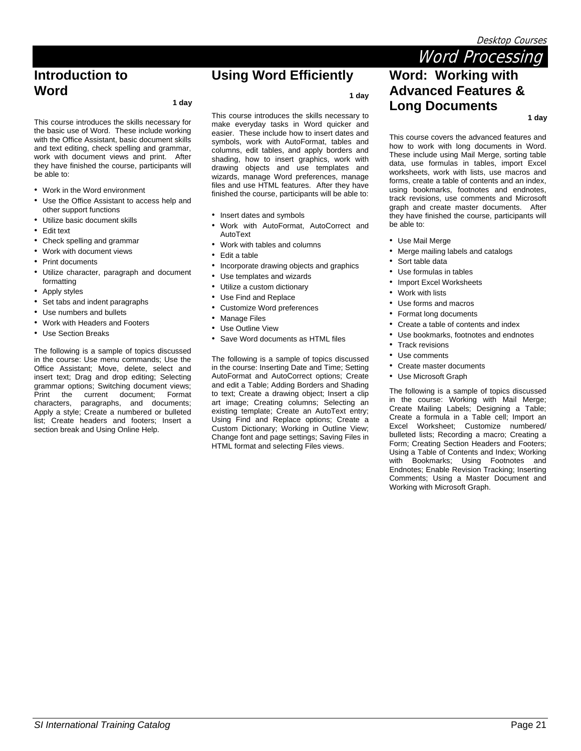# Word Processing

## Introduction to Word

**1 day**

This course introduces the skills necessary for the basic use of Word. These include working with the Office Assistant, basic document skills and text editing, check spelling and grammar, work with document views and print. After they have finished the course, participants will be able to:

- Work in the Word environment
- Use the Office Assistant to access help and other support functions
- Utilize basic document skills
- Edit text
- Check spelling and grammar
- Work with document views
- Print documents
- Utilize character, paragraph and document formatting
- Apply styles
- Set tabs and indent paragraphs
- Use numbers and bullets
- Work with Headers and Footers
- Use Section Breaks

The following is a sample of topics discussed in the course: Use menu commands; Use the Office Assistant; Move, delete, select and insert text; Drag and drop editing; Selecting grammar options; Switching document views; Print the current document; Format characters, paragraphs, and documents; Apply a style; Create a numbered or bulleted list; Create headers and footers; Insert a section break and Using Online Help.

## Using Word Efficiently

**1 day**

This course introduces the skills necessary to make everyday tasks in Word quicker and easier. These include how to insert dates and symbols, work with AutoFormat, tables and columns, edit tables, and apply borders and shading, how to insert graphics, work with drawing objects and use templates and wizards, manage Word preferences, manage files and use HTML features. After they have finished the course, participants will be able to:

- Insert dates and symbols
- Work with AutoFormat, AutoCorrect and AutoText
- Work with tables and columns
- Edit a table
- Incorporate drawing objects and graphics
- Use templates and wizards
- Utilize a custom dictionary
- Use Find and Replace
- Customize Word preferences
- Manage Files
- Use Outline View
- Save Word documents as HTML files

The following is a sample of topics discussed in the course: Inserting Date and Time; Setting AutoFormat and AutoCorrect options; Create and edit a Table; Adding Borders and Shading to text; Create a drawing object; Insert a clip art image; Creating columns; Selecting an existing template; Create an AutoText entry; Using Find and Replace options; Create a Custom Dictionary; Working in Outline View; Change font and page settings; Saving Files in HTML format and selecting Files views.

## Word: Working with Advanced Features & Long Documents

**1 day**

This course covers the advanced features and how to work with long documents in Word. These include using Mail Merge, sorting table data, use formulas in tables, import Excel worksheets, work with lists, use macros and forms, create a table of contents and an index, using bookmarks, footnotes and endnotes, track revisions, use comments and Microsoft graph and create master documents. After they have finished the course, participants will be able to:

- Use Mail Merge
- Merge mailing labels and catalogs
- Sort table data
- Use formulas in tables
- Import Excel Worksheets
- Work with lists
- Use forms and macros
- Format long documents
- Create a table of contents and index
- Use bookmarks, footnotes and endnotes
- Track revisions
- Use comments
- Create master documents
- Use Microsoft Graph

The following is a sample of topics discussed in the course: Working with Mail Merge; Create Mailing Labels; Designing a Table; Create a formula in a Table cell; Import an Excel Worksheet; Customize numbered/ bulleted lists; Recording a macro; Creating a Form; Creating Section Headers and Footers; Using a Table of Contents and Index; Working with Bookmarks; Using Footnotes and Endnotes; Enable Revision Tracking; Inserting Comments; Using a Master Document and Working with Microsoft Graph.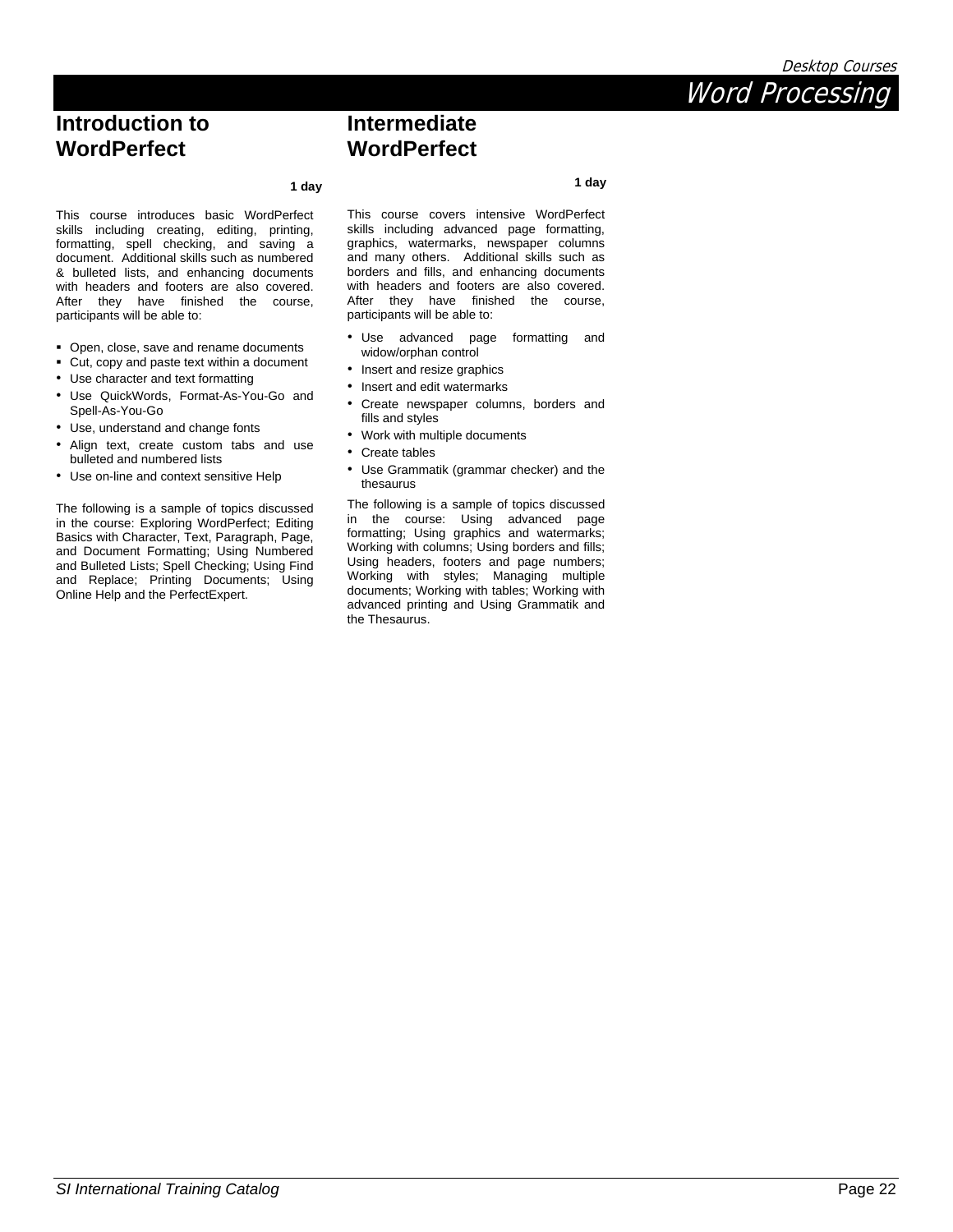# Word Processing

## Introduction to WordPerfect

**1 day**

This course introduces basic WordPerfect skills including creating, editing, printing, formatting, spell checking, and saving a document. Additional skills such as numbered & bulleted lists, and enhancing documents with headers and footers are also covered. After they have finished the course, participants will be able to:

- Open, close, save and rename documents
- Cut, copy and paste text within a document
- Use character and text formatting
- Use QuickWords, Format-As-You-Go and Spell-As-You-Go
- Use, understand and change fonts
- Align text, create custom tabs and use bulleted and numbered lists
- Use on-line and context sensitive Help

The following is a sample of topics discussed in the course: Exploring WordPerfect; Editing Basics with Character, Text, Paragraph, Page, and Document Formatting; Using Numbered and Bulleted Lists; Spell Checking; Using Find and Replace; Printing Documents; Using Online Help and the PerfectExpert.

## Intermediate WordPerfect

**1 day**

This course covers intensive WordPerfect skills including advanced page formatting, graphics, watermarks, newspaper columns and many others. Additional skills such as borders and fills, and enhancing documents with headers and footers are also covered. After they have finished the course, participants will be able to:

- Use advanced page formatting and widow/orphan control
- Insert and resize graphics
- Insert and edit watermarks
- Create newspaper columns, borders and fills and styles
- Work with multiple documents
- Create tables
- Use Grammatik (grammar checker) and the thesaurus

The following is a sample of topics discussed in the course: Using advanced page formatting; Using graphics and watermarks; Working with columns; Using borders and fills; Using headers, footers and page numbers; Working with styles; Managing multiple documents; Working with tables; Working with advanced printing and Using Grammatik and the Thesaurus.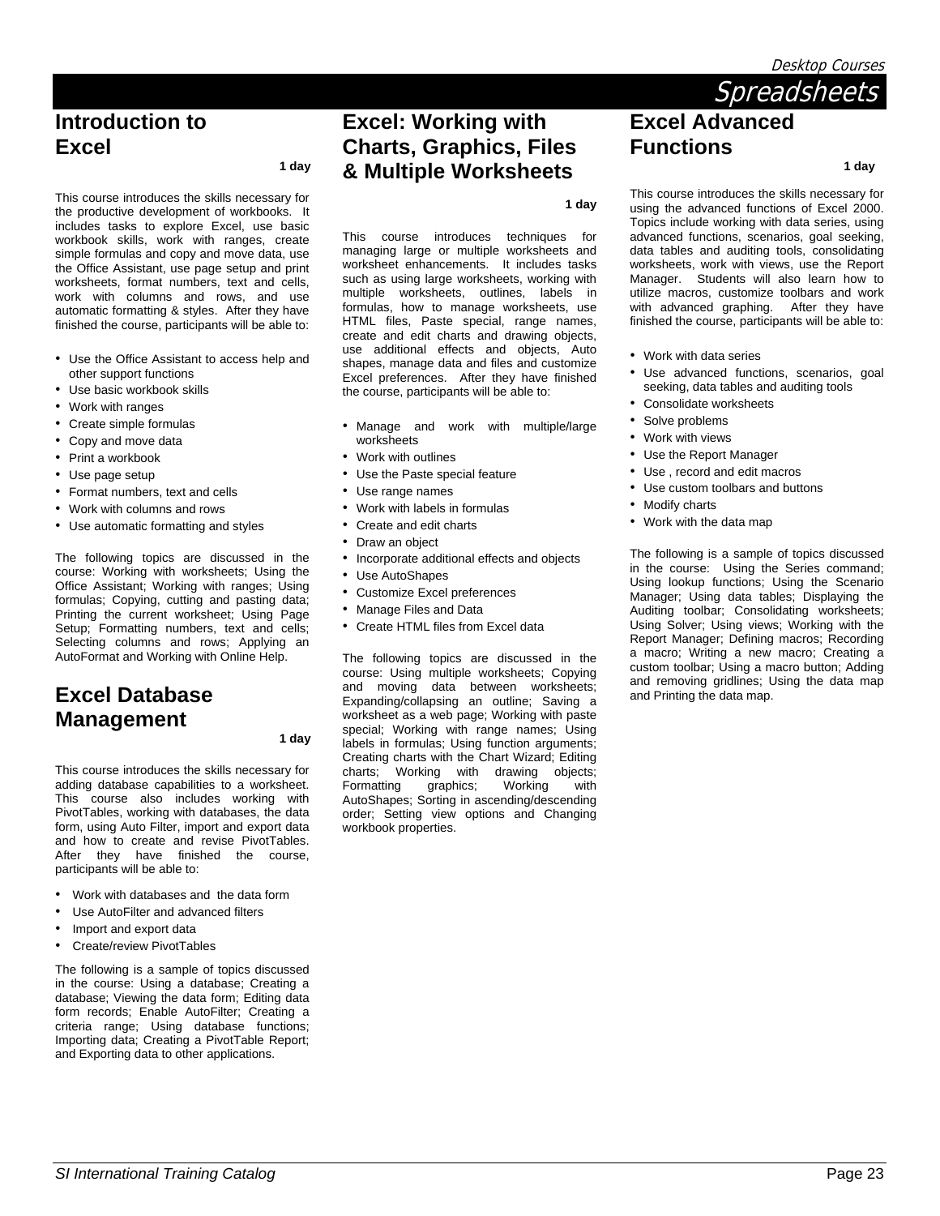# Spreadsheets

## Introduction to Excel

**1 day**

This course introduces the skills necessary for the productive development of workbooks. It includes tasks to explore Excel, use basic workbook skills, work with ranges, create simple formulas and copy and move data, use the Office Assistant, use page setup and print worksheets, format numbers, text and cells, work with columns and rows, and use automatic formatting & styles. After they have finished the course, participants will be able to:

- Use the Office Assistant to access help and other support functions
- Use basic workbook skills
- Work with ranges
- Create simple formulas
- Copy and move data
- Print a workbook
- Use page setup
- Format numbers, text and cells
- Work with columns and rows
- Use automatic formatting and styles

The following topics are discussed in the course: Working with worksheets; Using the Office Assistant; Working with ranges; Using formulas; Copying, cutting and pasting data; Printing the current worksheet; Using Page Setup; Formatting numbers, text and cells; Selecting columns and rows; Applying an AutoFormat and Working with Online Help.

## Excel Database Management

**1 day**

This course introduces the skills necessary for adding database capabilities to a worksheet. This course also includes working with PivotTables, working with databases, the data form, using Auto Filter, import and export data and how to create and revise PivotTables. After they have finished the course, participants will be able to:

- Work with databases and the data form
- Use AutoFilter and advanced filters
- Import and export data
- Create/review PivotTables

The following is a sample of topics discussed in the course: Using a database; Creating a database; Viewing the data form; Editing data form records; Enable AutoFilter; Creating a criteria range; Using database functions; Importing data; Creating a PivotTable Report; and Exporting data to other applications.

## Excel: Working with Charts, Graphics, Files & Multiple Worksheets

**1 day**

This course introduces techniques for managing large or multiple worksheets and worksheet enhancements. It includes tasks such as using large worksheets, working with multiple worksheets, outlines, labels in formulas, how to manage worksheets, use HTML files, Paste special, range names, create and edit charts and drawing objects, use additional effects and objects, Auto shapes, manage data and files and customize Excel preferences. After they have finished the course, participants will be able to:

- Manage and work with multiple/large worksheets
- Work with outlines
- Use the Paste special feature
- Use range names
- Work with labels in formulas
- Create and edit charts
- Draw an object
- Incorporate additional effects and objects
- Use AutoShapes
- Customize Excel preferences
- Manage Files and Data
- Create HTML files from Excel data

The following topics are discussed in the course: Using multiple worksheets; Copying and moving data between worksheets; Expanding/collapsing an outline; Saving a worksheet as a web page; Working with paste special; Working with range names; Using labels in formulas; Using function arguments; Creating charts with the Chart Wizard; Editing charts; Working with drawing objects; Formatting graphics; Working with AutoShapes; Sorting in ascending/descending order; Setting view options and Changing workbook properties.

## Excel Advanced Functions

**1 day**

This course introduces the skills necessary for using the advanced functions of Excel 2000. Topics include working with data series, using advanced functions, scenarios, goal seeking, data tables and auditing tools, consolidating worksheets, work with views, use the Report Manager. Students will also learn how to utilize macros, customize toolbars and work with advanced graphing. After they have finished the course, participants will be able to:

- Work with data series
- Use advanced functions, scenarios, goal seeking, data tables and auditing tools
- Consolidate worksheets
- Solve problems
- Work with views
- Use the Report Manager
- Use , record and edit macros
- Use custom toolbars and buttons
- Modify charts
- Work with the data map

The following is a sample of topics discussed in the course: Using the Series command; Using lookup functions; Using the Scenario Manager; Using data tables; Displaying the Auditing toolbar; Consolidating worksheets; Using Solver; Using views; Working with the Report Manager; Defining macros; Recording a macro; Writing a new macro; Creating a custom toolbar; Using a macro button; Adding and removing gridlines; Using the data map and Printing the data map.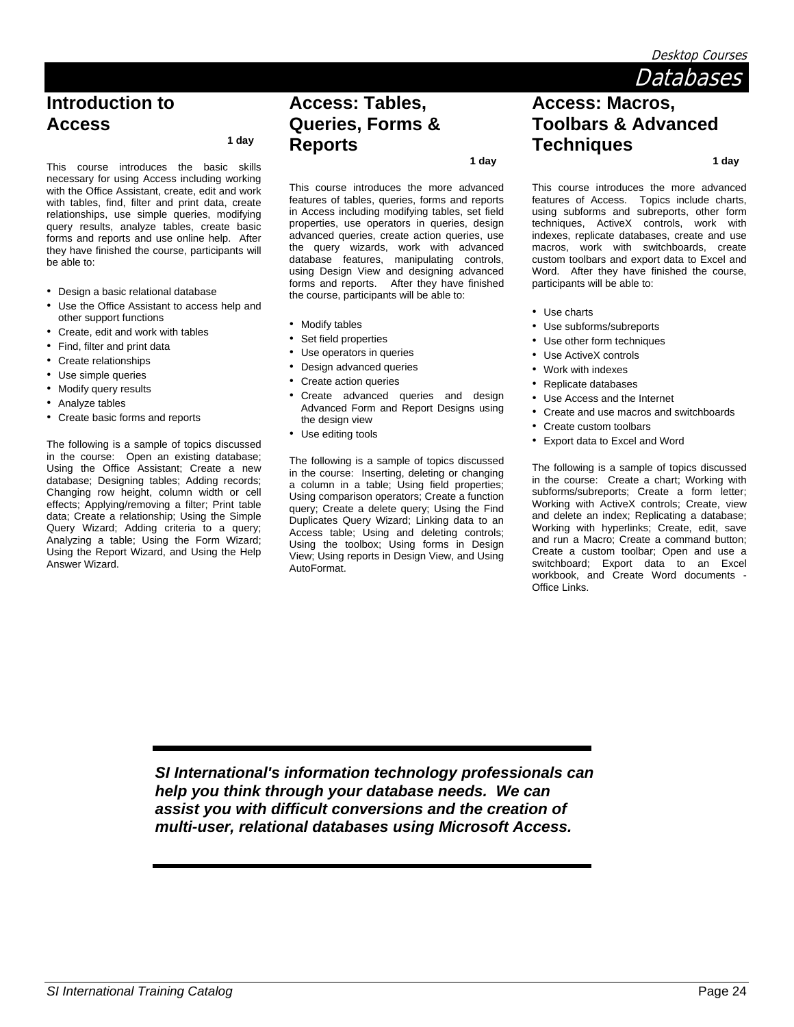# Databases

## Introduction to Access

**1 day**

This course introduces the basic skills necessary for using Access including working with the Office Assistant, create, edit and work with tables, find, filter and print data, create relationships, use simple queries, modifying query results, analyze tables, create basic forms and reports and use online help. After they have finished the course, participants will be able to:

- Design a basic relational database
- Use the Office Assistant to access help and other support functions
- Create, edit and work with tables
- Find, filter and print data
- Create relationships
- Use simple queries
- Modify query results
- Analyze tables
- Create basic forms and reports

The following is a sample of topics discussed in the course: Open an existing database; Using the Office Assistant; Create a new database; Designing tables; Adding records; Changing row height, column width or cell effects; Applying/removing a filter; Print table data; Create a relationship; Using the Simple Query Wizard; Adding criteria to a query; Analyzing a table; Using the Form Wizard; Using the Report Wizard, and Using the Help Answer Wizard.

## Access: Tables, Queries, Forms & Reports

**1 day**

This course introduces the more advanced features of tables, queries, forms and reports in Access including modifying tables, set field properties, use operators in queries, design advanced queries, create action queries, use the query wizards, work with advanced database features, manipulating controls, using Design View and designing advanced forms and reports. After they have finished the course, participants will be able to:

- Modify tables
- Set field properties
- Use operators in queries
- Design advanced queries
- Create action queries
- Create advanced queries and design Advanced Form and Report Designs using the design view
- Use editing tools

The following is a sample of topics discussed in the course: Inserting, deleting or changing a column in a table; Using field properties; Using comparison operators; Create a function query; Create a delete query; Using the Find Duplicates Query Wizard; Linking data to an Access table; Using and deleting controls; Using the toolbox; Using forms in Design View; Using reports in Design View, and Using AutoFormat.

## Access: Macros, Toolbars & Advanced Techniques

**1 day**

This course introduces the more advanced features of Access. Topics include charts, using subforms and subreports, other form techniques, ActiveX controls, work with indexes, replicate databases, create and use macros, work with switchboards, create custom toolbars and export data to Excel and Word. After they have finished the course, participants will be able to:

- Use charts
- Use subforms/subreports
- Use other form techniques
- Use ActiveX controls
- Work with indexes
- Replicate databases
- Use Access and the Internet
- Create and use macros and switchboards
- Create custom toolbars
- Export data to Excel and Word

The following is a sample of topics discussed in the course: Create a chart; Working with subforms/subreports; Create a form letter; Working with ActiveX controls; Create, view and delete an index; Replicating a database; Working with hyperlinks; Create, edit, save and run a Macro; Create a command button; Create a custom toolbar; Open and use a switchboard; Export data to an Excel workbook, and Create Word documents - Office Links.

---

***SI International's information technology professionals can help you think through your database needs. We can assist you with difficult conversions and the creation of multi-user, relational databases using Microsoft Access.***

---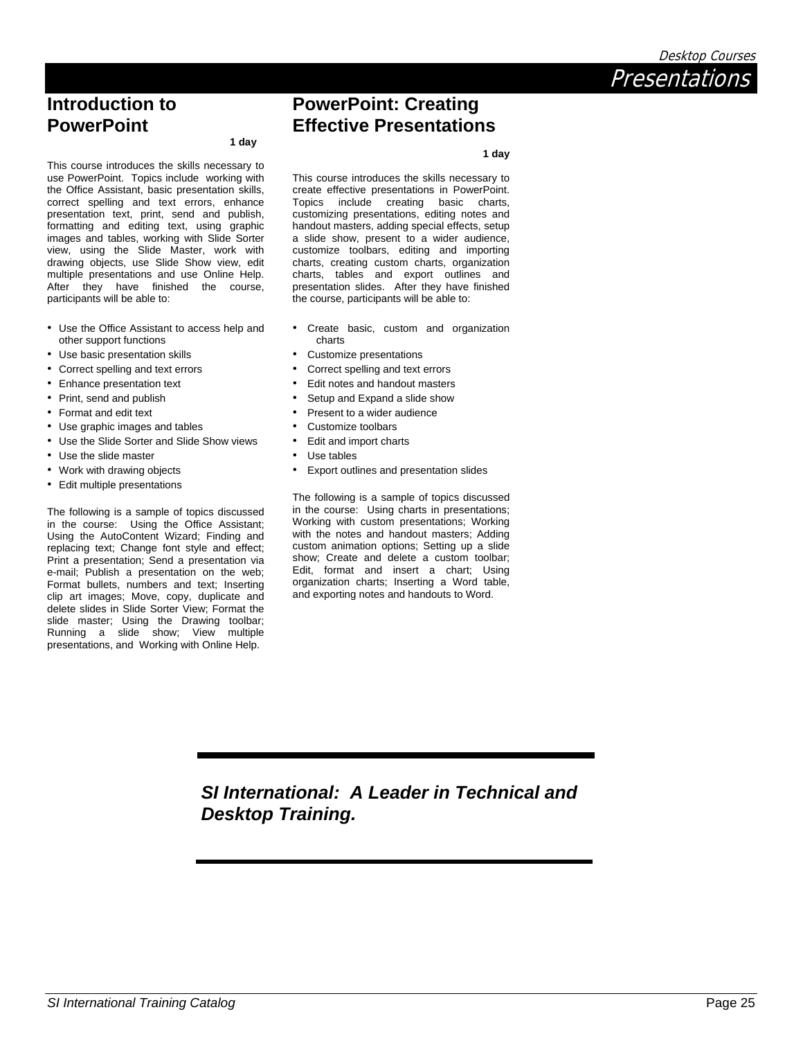# Presentations

## Introduction to PowerPoint

**1 day**

This course introduces the skills necessary to use PowerPoint. Topics include working with the Office Assistant, basic presentation skills, correct spelling and text errors, enhance presentation text, print, send and publish, formatting and editing text, using graphic images and tables, working with Slide Sorter view, using the Slide Master, work with drawing objects, use Slide Show view, edit multiple presentations and use Online Help. After they have finished the course, participants will be able to:

- Use the Office Assistant to access help and other support functions
- Use basic presentation skills
- Correct spelling and text errors
- Enhance presentation text
- Print, send and publish
- Format and edit text
- Use graphic images and tables
- Use the Slide Sorter and Slide Show views
- Use the slide master
- Work with drawing objects
- Edit multiple presentations

The following is a sample of topics discussed in the course: Using the Office Assistant; Using the AutoContent Wizard; Finding and replacing text; Change font style and effect; Print a presentation; Send a presentation via e-mail; Publish a presentation on the web; Format bullets, numbers and text; Inserting clip art images; Move, copy, duplicate and delete slides in Slide Sorter View; Format the slide master; Using the Drawing toolbar; Running a slide show; View multiple presentations, and Working with Online Help.

## PowerPoint: Creating Effective Presentations

**1 day**

This course introduces the skills necessary to create effective presentations in PowerPoint. Topics include creating basic charts, customizing presentations, editing notes and handout masters, adding special effects, setup a slide show, present to a wider audience, customize toolbars, editing and importing charts, creating custom charts, organization charts, tables and export outlines and presentation slides. After they have finished the course, participants will be able to:

- Create basic, custom and organization charts
- Customize presentations
- Correct spelling and text errors
- Edit notes and handout masters
- Setup and Expand a slide show
- Present to a wider audience
- Customize toolbars
- Edit and import charts
- Use tables
- Export outlines and presentation slides

The following is a sample of topics discussed in the course: Using charts in presentations; Working with custom presentations; Working with the notes and handout masters; Adding custom animation options; Setting up a slide show; Create and delete a custom toolbar; Edit, format and insert a chart; Using organization charts; Inserting a Word table, and exporting notes and handouts to Word.

***SI International: A Leader in Technical and Desktop Training.***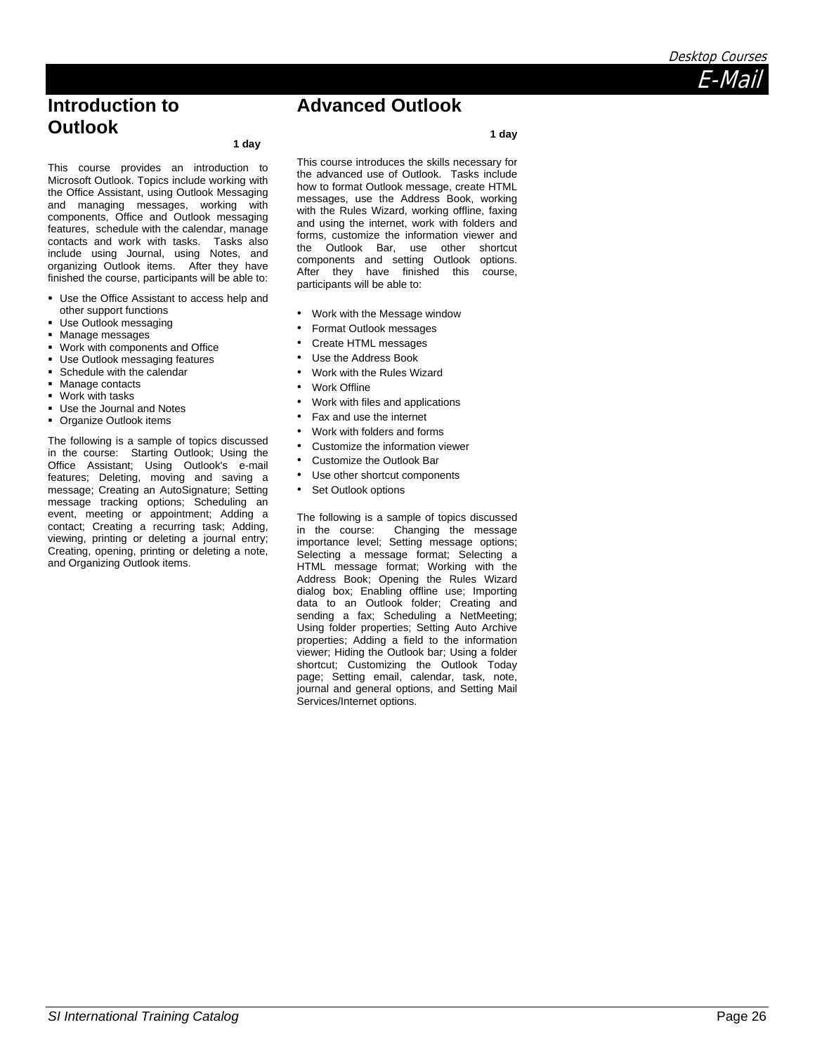## Introduction to Outlook

**1 day**

This course provides an introduction to Microsoft Outlook. Topics include working with the Office Assistant, using Outlook Messaging and managing messages, working with components, Office and Outlook messaging features, schedule with the calendar, manage contacts and work with tasks. Tasks also include using Journal, using Notes, and organizing Outlook items. After they have finished the course, participants will be able to:

- Use the Office Assistant to access help and other support functions
- Use Outlook messaging
- Manage messages
- Work with components and Office
- Use Outlook messaging features
- Schedule with the calendar
- Manage contacts
- Work with tasks
- Use the Journal and Notes
- Organize Outlook items

The following is a sample of topics discussed in the course: Starting Outlook; Using the Office Assistant; Using Outlook's e-mail features; Deleting, moving and saving a message; Creating an AutoSignature; Setting message tracking options; Scheduling an event, meeting or appointment; Adding a contact; Creating a recurring task; Adding, viewing, printing or deleting a journal entry; Creating, opening, printing or deleting a note, and Organizing Outlook items.

## Advanced Outlook

**1 day**

This course introduces the skills necessary for the advanced use of Outlook. Tasks include how to format Outlook message, create HTML messages, use the Address Book, working with the Rules Wizard, working offline, faxing and using the internet, work with folders and forms, customize the information viewer and the Outlook Bar, use other shortcut components and setting Outlook options. After they have finished this course, participants will be able to:

- Work with the Message window
- Format Outlook messages
- Create HTML messages
- Use the Address Book
- Work with the Rules Wizard
- Work Offline
- Work with files and applications
- Fax and use the internet
- Work with folders and forms
- Customize the information viewer
- Customize the Outlook Bar
- Use other shortcut components
- Set Outlook options

The following is a sample of topics discussed in the course: Changing the message importance level; Setting message options; Selecting a message format; Selecting a HTML message format; Working with the Address Book; Opening the Rules Wizard dialog box; Enabling offline use; Importing data to an Outlook folder; Creating and sending a fax; Scheduling a NetMeeting; Using folder properties; Setting Auto Archive properties; Adding a field to the information viewer; Hiding the Outlook bar; Using a folder shortcut; Customizing the Outlook Today page; Setting email, calendar, task, note, journal and general options, and Setting Mail Services/Internet options.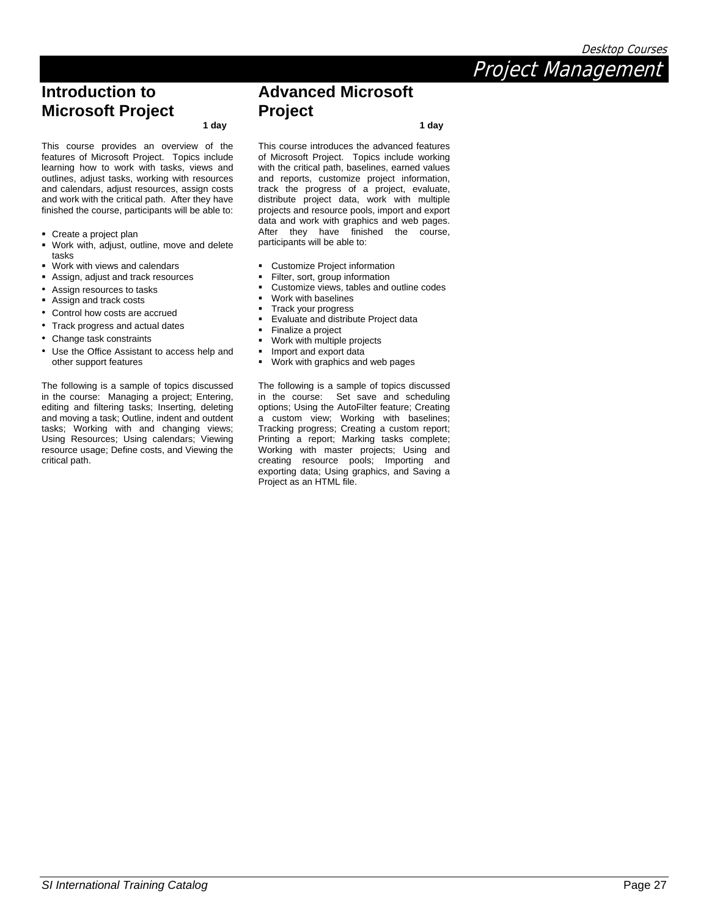# Project Management

## Introduction to Microsoft Project

**1 day**

This course provides an overview of the features of Microsoft Project. Topics include learning how to work with tasks, views and outlines, adjust tasks, working with resources and calendars, adjust resources, assign costs and work with the critical path. After they have finished the course, participants will be able to:

- Create a project plan
- Work with, adjust, outline, move and delete tasks
- Work with views and calendars
- Assign, adjust and track resources
- Assign resources to tasks
- Assign and track costs
- Control how costs are accrued
- Track progress and actual dates
- Change task constraints
- Use the Office Assistant to access help and other support features

The following is a sample of topics discussed in the course: Managing a project; Entering, editing and filtering tasks; Inserting, deleting and moving a task; Outline, indent and outdent tasks; Working with and changing views; Using Resources; Using calendars; Viewing resource usage; Define costs, and Viewing the critical path.

## Advanced Microsoft Project

**1 day**

This course introduces the advanced features of Microsoft Project. Topics include working with the critical path, baselines, earned values and reports, customize project information, track the progress of a project, evaluate, distribute project data, work with multiple projects and resource pools, import and export data and work with graphics and web pages. After they have finished the course, participants will be able to:

- Customize Project information
- Filter, sort, group information
- Customize views, tables and outline codes
- Work with baselines
- Track your progress
- Evaluate and distribute Project data
- Finalize a project
- Work with multiple projects
- Import and export data
- Work with graphics and web pages

The following is a sample of topics discussed in the course: Set save and scheduling options; Using the AutoFilter feature; Creating a custom view; Working with baselines; Tracking progress; Creating a custom report; Printing a report; Marking tasks complete; Working with master projects; Using and creating resource pools; Importing and exporting data; Using graphics, and Saving a Project as an HTML file.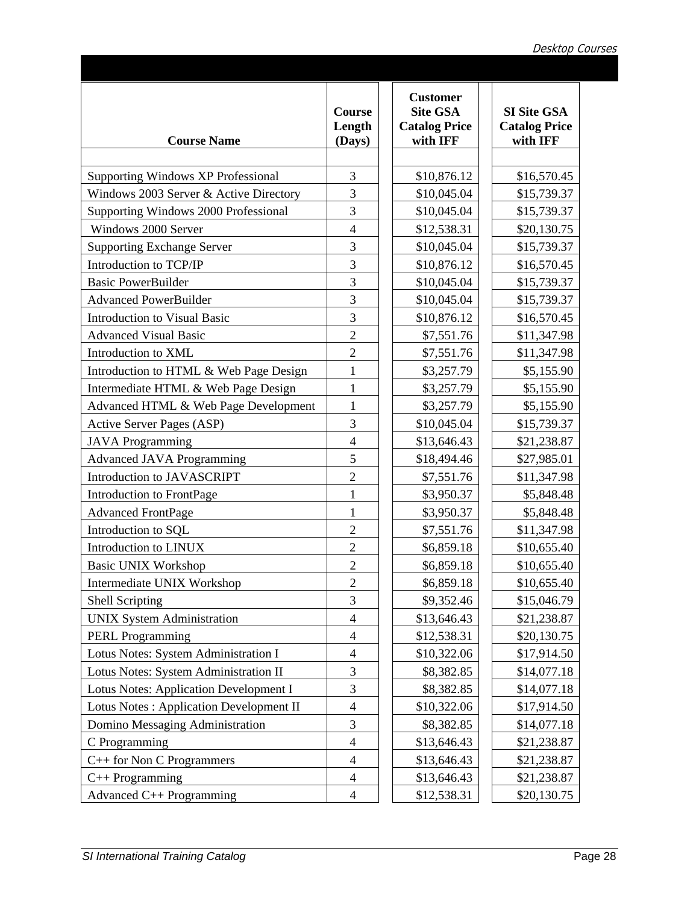| Course Name | Course Length (Days) | Customer Site GSA Catalog Price with IFF | SI Site GSA Catalog Price with IFF |
|---|---|---|---|
| | | | |
| Supporting Windows XP Professional | 3 | $10,876.12 | $16,570.45 |
| Windows 2003 Server & Active Directory | 3 | $10,045.04 | $15,739.37 |
| Supporting Windows 2000 Professional | 3 | $10,045.04 | $15,739.37 |
| Windows 2000 Server | 4 | $12,538.31 | $20,130.75 |
| Supporting Exchange Server | 3 | $10,045.04 | $15,739.37 |
| Introduction to TCP/IP | 3 | $10,876.12 | $16,570.45 |
| Basic PowerBuilder | 3 | $10,045.04 | $15,739.37 |
| Advanced PowerBuilder | 3 | $10,045.04 | $15,739.37 |
| Introduction to Visual Basic | 3 | $10,876.12 | $16,570.45 |
| Advanced Visual Basic | 2 | $7,551.76 | $11,347.98 |
| Introduction to XML | 2 | $7,551.76 | $11,347.98 |
| Introduction to HTML & Web Page Design | 1 | $3,257.79 | $5,155.90 |
| Intermediate HTML & Web Page Design | 1 | $3,257.79 | $5,155.90 |
| Advanced HTML & Web Page Development | 1 | $3,257.79 | $5,155.90 |
| Active Server Pages (ASP) | 3 | $10,045.04 | $15,739.37 |
| JAVA Programming | 4 | $13,646.43 | $21,238.87 |
| Advanced JAVA Programming | 5 | $18,494.46 | $27,985.01 |
| Introduction to JAVASCRIPT | 2 | $7,551.76 | $11,347.98 |
| Introduction to FrontPage | 1 | $3,950.37 | $5,848.48 |
| Advanced FrontPage | 1 | $3,950.37 | $5,848.48 |
| Introduction to SQL | 2 | $7,551.76 | $11,347.98 |
| Introduction to LINUX | 2 | $6,859.18 | $10,655.40 |
| Basic UNIX Workshop | 2 | $6,859.18 | $10,655.40 |
| Intermediate UNIX Workshop | 2 | $6,859.18 | $10,655.40 |
| Shell Scripting | 3 | $9,352.46 | $15,046.79 |
| UNIX System Administration | 4 | $13,646.43 | $21,238.87 |
| PERL Programming | 4 | $12,538.31 | $20,130.75 |
| Lotus Notes: System Administration I | 4 | $10,322.06 | $17,914.50 |
| Lotus Notes: System Administration II | 3 | $8,382.85 | $14,077.18 |
| Lotus Notes: Application Development I | 3 | $8,382.85 | $14,077.18 |
| Lotus Notes : Application Development II | 4 | $10,322.06 | $17,914.50 |
| Domino Messaging Administration | 3 | $8,382.85 | $14,077.18 |
| C Programming | 4 | $13,646.43 | $21,238.87 |
| C++ for Non C Programmers | 4 | $13,646.43 | $21,238.87 |
| C++ Programming | 4 | $13,646.43 | $21,238.87 |
| Advanced C++ Programming | 4 | $12,538.31 | $20,130.75 |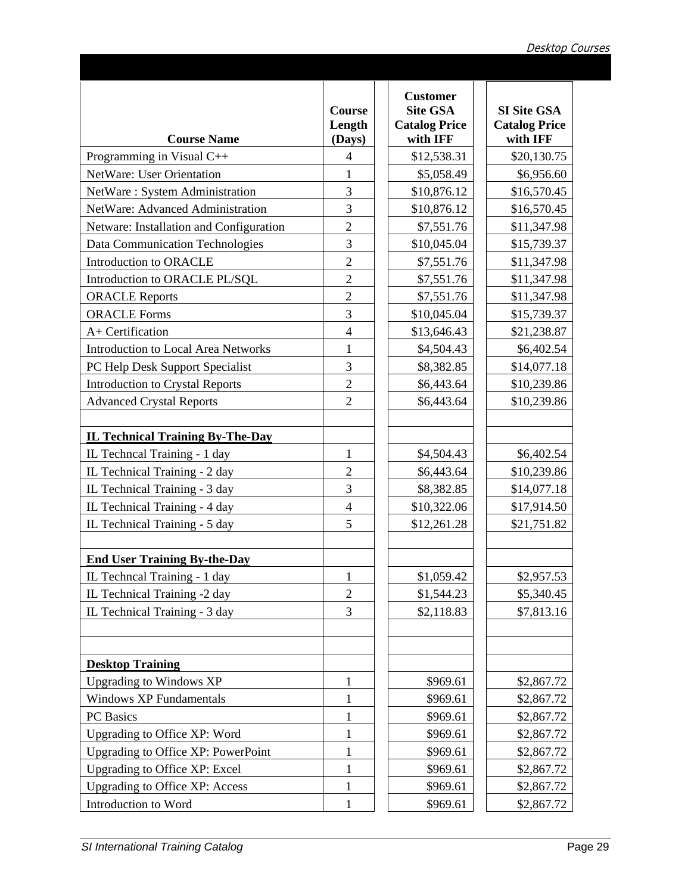| Course Name | Course Length (Days) | Customer Site GSA Catalog Price with IFF | SI Site GSA Catalog Price with IFF |
|---|---|---|---|
| Programming in Visual C++ | 4 | $12,538.31 | $20,130.75 |
| NetWare: User Orientation | 1 | $5,058.49 | $6,956.60 |
| NetWare : System Administration | 3 | $10,876.12 | $16,570.45 |
| NetWare: Advanced Administration | 3 | $10,876.12 | $16,570.45 |
| Netware: Installation and Configuration | 2 | $7,551.76 | $11,347.98 |
| Data Communication Technologies | 3 | $10,045.04 | $15,739.37 |
| Introduction to ORACLE | 2 | $7,551.76 | $11,347.98 |
| Introduction to ORACLE PL/SQL | 2 | $7,551.76 | $11,347.98 |
| ORACLE Reports | 2 | $7,551.76 | $11,347.98 |
| ORACLE Forms | 3 | $10,045.04 | $15,739.37 |
| A+ Certification | 4 | $13,646.43 | $21,238.87 |
| Introduction to Local Area Networks | 1 | $4,504.43 | $6,402.54 |
| PC Help Desk Support Specialist | 3 | $8,382.85 | $14,077.18 |
| Introduction to Crystal Reports | 2 | $6,443.64 | $10,239.86 |
| Advanced Crystal Reports | 2 | $6,443.64 | $10,239.86 |
| | | | |
| **IL Technical Training By-The-Day** | | | |
| IL Techncal Training - 1 day | 1 | $4,504.43 | $6,402.54 |
| IL Technical Training - 2 day | 2 | $6,443.64 | $10,239.86 |
| IL Technical Training - 3 day | 3 | $8,382.85 | $14,077.18 |
| IL Technical Training - 4 day | 4 | $10,322.06 | $17,914.50 |
| IL Technical Training - 5 day | 5 | $12,261.28 | $21,751.82 |
| | | | |
| **End User Training By-the-Day** | | | |
| IL Techncal Training - 1 day | 1 | $1,059.42 | $2,957.53 |
| IL Technical Training -2 day | 2 | $1,544.23 | $5,340.45 |
| IL Technical Training - 3 day | 3 | $2,118.83 | $7,813.16 |
| | | | |
| | | | |
| **Desktop Training** | | | |
| Upgrading to Windows XP | 1 | $969.61 | $2,867.72 |
| Windows XP Fundamentals | 1 | $969.61 | $2,867.72 |
| PC Basics | 1 | $969.61 | $2,867.72 |
| Upgrading to Office XP: Word | 1 | $969.61 | $2,867.72 |
| Upgrading to Office XP: PowerPoint | 1 | $969.61 | $2,867.72 |
| Upgrading to Office XP: Excel | 1 | $969.61 | $2,867.72 |
| Upgrading to Office XP: Access | 1 | $969.61 | $2,867.72 |
| Introduction to Word | 1 | $969.61 | $2,867.72 |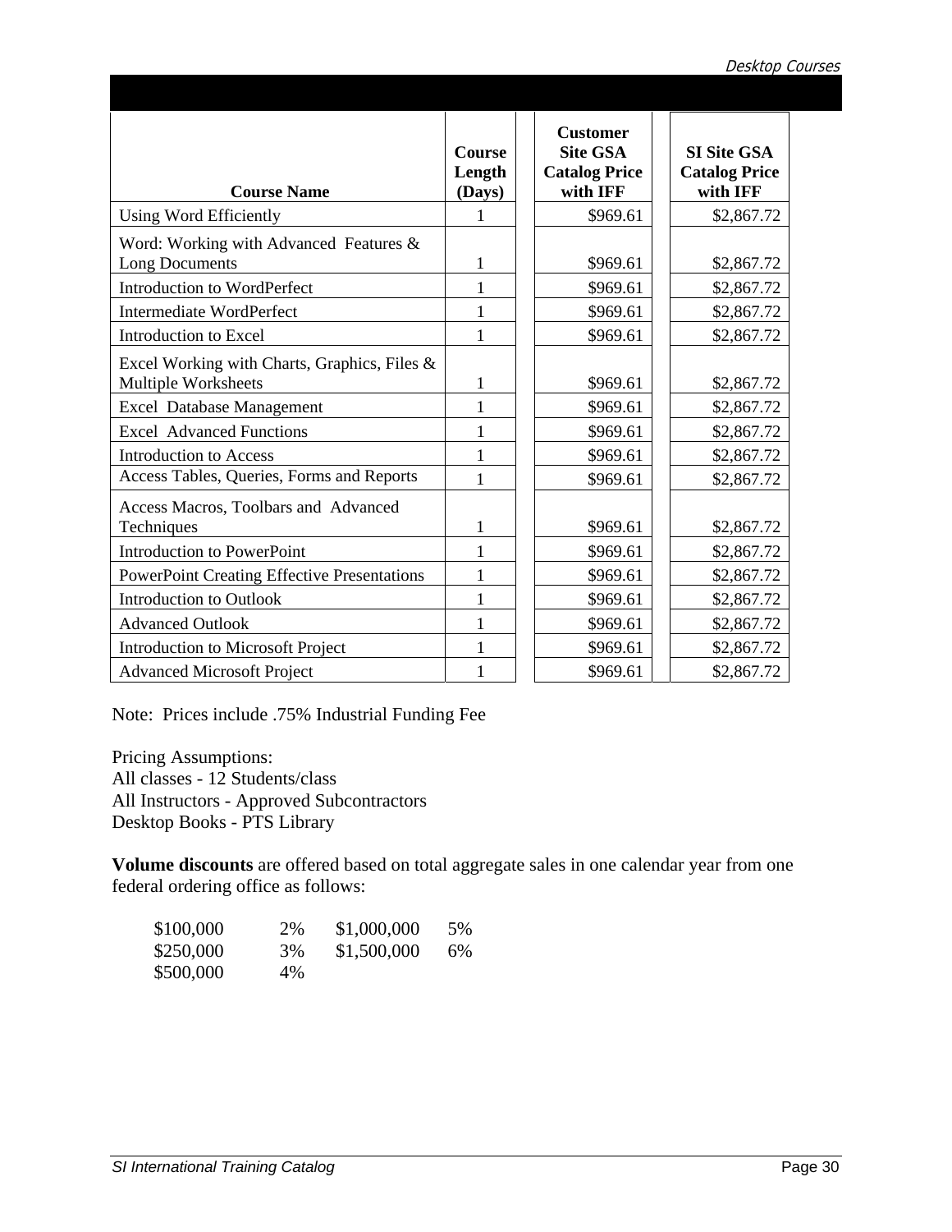| Course Name | Course Length (Days) | Customer Site GSA Catalog Price with IFF | SI Site GSA Catalog Price with IFF |
|---|---|---|---|
| Using Word Efficiently | 1 | $969.61 | $2,867.72 |
| Word: Working with Advanced Features & Long Documents | 1 | $969.61 | $2,867.72 |
| Introduction to WordPerfect | 1 | $969.61 | $2,867.72 |
| Intermediate WordPerfect | 1 | $969.61 | $2,867.72 |
| Introduction to Excel | 1 | $969.61 | $2,867.72 |
| Excel Working with Charts, Graphics, Files & Multiple Worksheets | 1 | $969.61 | $2,867.72 |
| Excel Database Management | 1 | $969.61 | $2,867.72 |
| Excel Advanced Functions | 1 | $969.61 | $2,867.72 |
| Introduction to Access | 1 | $969.61 | $2,867.72 |
| Access Tables, Queries, Forms and Reports | 1 | $969.61 | $2,867.72 |
| Access Macros, Toolbars and Advanced Techniques | 1 | $969.61 | $2,867.72 |
| Introduction to PowerPoint | 1 | $969.61 | $2,867.72 |
| PowerPoint Creating Effective Presentations | 1 | $969.61 | $2,867.72 |
| Introduction to Outlook | 1 | $969.61 | $2,867.72 |
| Advanced Outlook | 1 | $969.61 | $2,867.72 |
| Introduction to Microsoft Project | 1 | $969.61 | $2,867.72 |
| Advanced Microsoft Project | 1 | $969.61 | $2,867.72 |

Note: Prices include .75% Industrial Funding Fee

Pricing Assumptions:
All classes - 12 Students/class
All Instructors - Approved Subcontractors
Desktop Books - PTS Library

**Volume discounts** are offered based on total aggregate sales in one calendar year from one federal ordering office as follows:

| | | | |
|---|---|---|---|
| $100,000 | 2% | $1,000,000 | 5% |
| $250,000 | 3% | $1,500,000 | 6% |
| $500,000 | 4% | | |